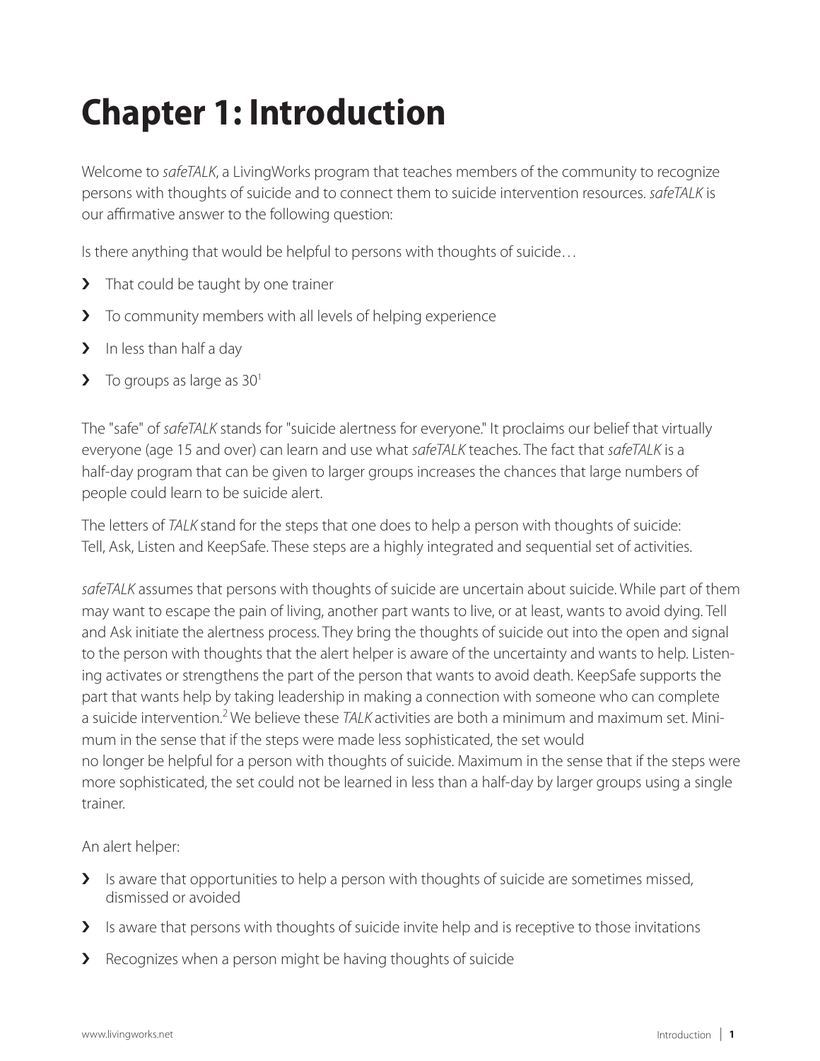# Chapter 1: Introduction

Welcome to *safeTALK*, a LivingWorks program that teaches members of the community to recognize persons with thoughts of suicide and to connect them to suicide intervention resources. *safeTALK* is our affirmative answer to the following question:

Is there anything that would be helpful to persons with thoughts of suicide…

- That could be taught by one trainer
- To community members with all levels of helping experience
- In less than half a day
- To groups as large as 30[1]

The "safe" of *safeTALK* stands for "suicide alertness for everyone." It proclaims our belief that virtually everyone (age 15 and over) can learn and use what *safeTALK* teaches. The fact that *safeTALK* is a half-day program that can be given to larger groups increases the chances that large numbers of people could learn to be suicide alert.

The letters of *TALK* stand for the steps that one does to help a person with thoughts of suicide: Tell, Ask, Listen and KeepSafe. These steps are a highly integrated and sequential set of activities.

*safeTALK* assumes that persons with thoughts of suicide are uncertain about suicide. While part of them may want to escape the pain of living, another part wants to live, or at least, wants to avoid dying. Tell and Ask initiate the alertness process. They bring the thoughts of suicide out into the open and signal to the person with thoughts that the alert helper is aware of the uncertainty and wants to help. Listening activates or strengthens the part of the person that wants to avoid death. KeepSafe supports the part that wants help by taking leadership in making a connection with someone who can complete a suicide intervention.[2] We believe these *TALK* activities are both a minimum and maximum set. Minimum in the sense that if the steps were made less sophisticated, the set would no longer be helpful for a person with thoughts of suicide. Maximum in the sense that if the steps were more sophisticated, the set could not be learned in less than a half-day by larger groups using a single trainer.

An alert helper:

- Is aware that opportunities to help a person with thoughts of suicide are sometimes missed, dismissed or avoided
- Is aware that persons with thoughts of suicide invite help and is receptive to those invitations
- Recognizes when a person might be having thoughts of suicide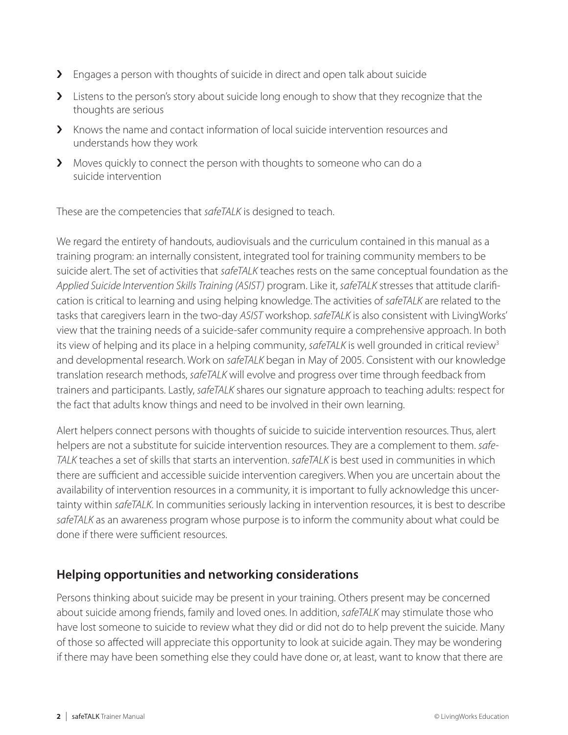- Engages a person with thoughts of suicide in direct and open talk about suicide
- Listens to the person's story about suicide long enough to show that they recognize that the thoughts are serious
- Knows the name and contact information of local suicide intervention resources and understands how they work
- Moves quickly to connect the person with thoughts to someone who can do a suicide intervention

These are the competencies that *safeTALK* is designed to teach.

We regard the entirety of handouts, audiovisuals and the curriculum contained in this manual as a training program: an internally consistent, integrated tool for training community members to be suicide alert. The set of activities that *safeTALK* teaches rests on the same conceptual foundation as the *Applied Suicide Intervention Skills Training (ASIST)* program. Like it, *safeTALK* stresses that attitude clarification is critical to learning and using helping knowledge. The activities of *safeTALK* are related to the tasks that caregivers learn in the two-day *ASIST* workshop. *safeTALK* is also consistent with LivingWorks' view that the training needs of a suicide-safer community require a comprehensive approach. In both its view of helping and its place in a helping community, *safeTALK* is well grounded in critical review[3] and developmental research. Work on *safeTALK* began in May of 2005. Consistent with our knowledge translation research methods, *safeTALK* will evolve and progress over time through feedback from trainers and participants. Lastly, *safeTALK* shares our signature approach to teaching adults: respect for the fact that adults know things and need to be involved in their own learning.

Alert helpers connect persons with thoughts of suicide to suicide intervention resources. Thus, alert helpers are not a substitute for suicide intervention resources. They are a complement to them. *safeTALK* teaches a set of skills that starts an intervention. *safeTALK* is best used in communities in which there are sufficient and accessible suicide intervention caregivers. When you are uncertain about the availability of intervention resources in a community, it is important to fully acknowledge this uncertainty within *safeTALK*. In communities seriously lacking in intervention resources, it is best to describe *safeTALK* as an awareness program whose purpose is to inform the community about what could be done if there were sufficient resources.

## Helping opportunities and networking considerations

Persons thinking about suicide may be present in your training. Others present may be concerned about suicide among friends, family and loved ones. In addition, *safeTALK* may stimulate those who have lost someone to suicide to review what they did or did not do to help prevent the suicide. Many of those so affected will appreciate this opportunity to look at suicide again. They may be wondering if there may have been something else they could have done or, at least, want to know that there are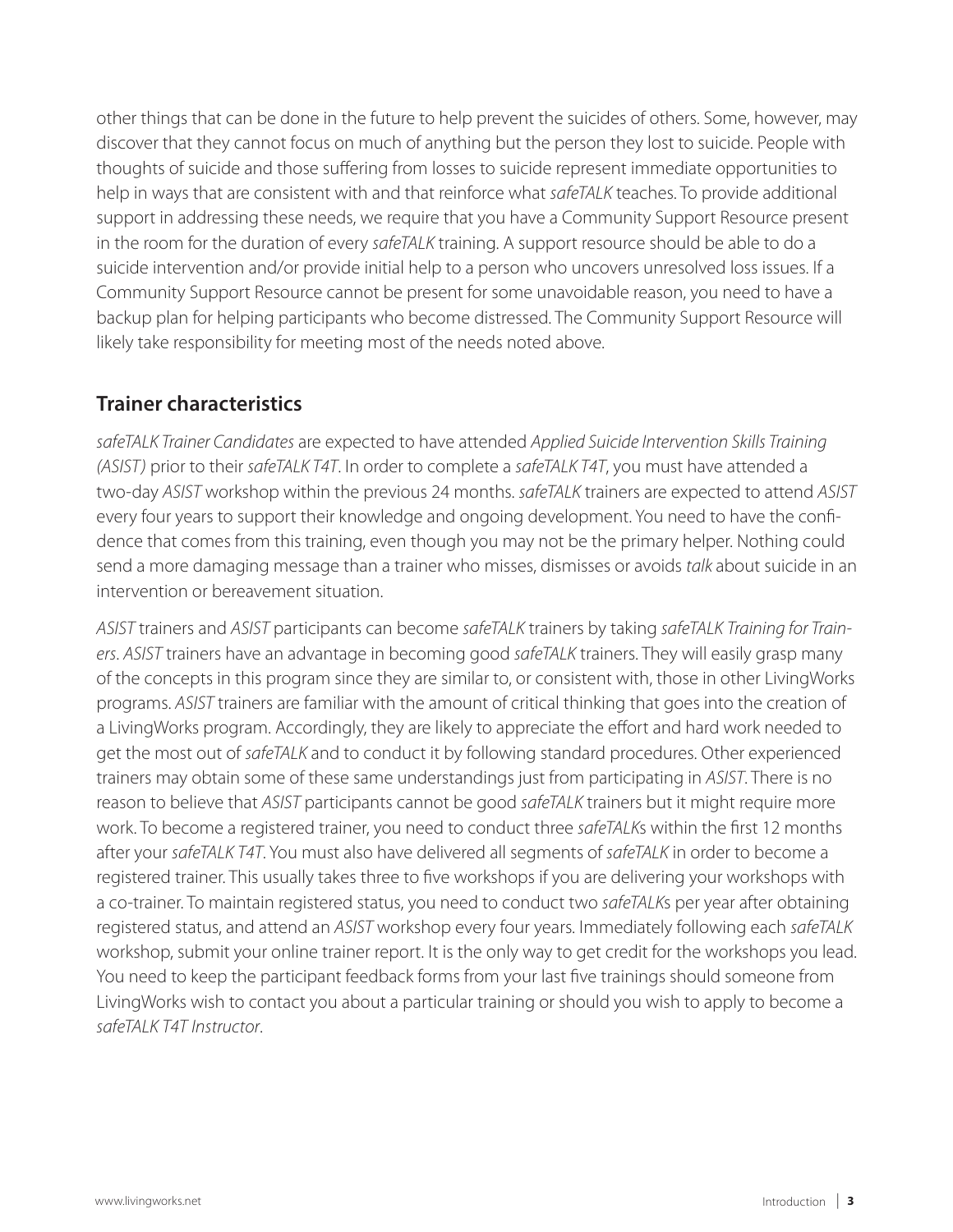other things that can be done in the future to help prevent the suicides of others. Some, however, may discover that they cannot focus on much of anything but the person they lost to suicide. People with thoughts of suicide and those suffering from losses to suicide represent immediate opportunities to help in ways that are consistent with and that reinforce what *safeTALK* teaches. To provide additional support in addressing these needs, we require that you have a Community Support Resource present in the room for the duration of every *safeTALK* training. A support resource should be able to do a suicide intervention and/or provide initial help to a person who uncovers unresolved loss issues. If a Community Support Resource cannot be present for some unavoidable reason, you need to have a backup plan for helping participants who become distressed. The Community Support Resource will likely take responsibility for meeting most of the needs noted above.

## Trainer characteristics

*safeTALK Trainer Candidates* are expected to have attended *Applied Suicide Intervention Skills Training (ASIST)* prior to their *safeTALK T4T*. In order to complete a *safeTALK T4T*, you must have attended a two-day *ASIST* workshop within the previous 24 months. *safeTALK* trainers are expected to attend *ASIST* every four years to support their knowledge and ongoing development. You need to have the confidence that comes from this training, even though you may not be the primary helper. Nothing could send a more damaging message than a trainer who misses, dismisses or avoids *talk* about suicide in an intervention or bereavement situation.

*ASIST* trainers and *ASIST* participants can become *safeTALK* trainers by taking *safeTALK Training for Trainers*. *ASIST* trainers have an advantage in becoming good *safeTALK* trainers. They will easily grasp many of the concepts in this program since they are similar to, or consistent with, those in other LivingWorks programs. *ASIST* trainers are familiar with the amount of critical thinking that goes into the creation of a LivingWorks program. Accordingly, they are likely to appreciate the effort and hard work needed to get the most out of *safeTALK* and to conduct it by following standard procedures. Other experienced trainers may obtain some of these same understandings just from participating in *ASIST*. There is no reason to believe that *ASIST* participants cannot be good *safeTALK* trainers but it might require more work. To become a registered trainer, you need to conduct three *safeTALK*s within the first 12 months after your *safeTALK T4T*. You must also have delivered all segments of *safeTALK* in order to become a registered trainer. This usually takes three to five workshops if you are delivering your workshops with a co-trainer. To maintain registered status, you need to conduct two *safeTALK*s per year after obtaining registered status, and attend an *ASIST* workshop every four years. Immediately following each *safeTALK* workshop, submit your online trainer report. It is the only way to get credit for the workshops you lead. You need to keep the participant feedback forms from your last five trainings should someone from LivingWorks wish to contact you about a particular training or should you wish to apply to become a *safeTALK T4T Instructor*.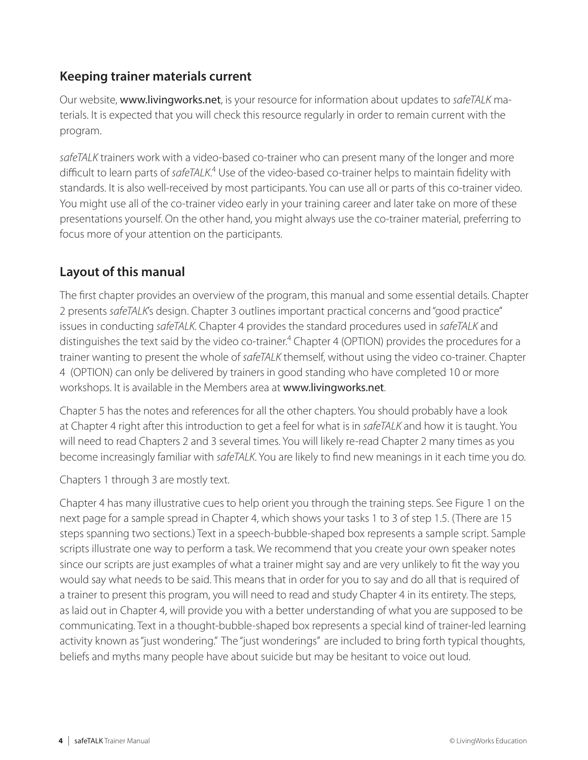## Keeping trainer materials current

Our website, www.livingworks.net, is your resource for information about updates to *safeTALK* materials. It is expected that you will check this resource regularly in order to remain current with the program.

*safeTALK* trainers work with a video-based co-trainer who can present many of the longer and more difficult to learn parts of *safeTALK*.[4] Use of the video-based co-trainer helps to maintain fidelity with standards. It is also well-received by most participants. You can use all or parts of this co-trainer video. You might use all of the co-trainer video early in your training career and later take on more of these presentations yourself. On the other hand, you might always use the co-trainer material, preferring to focus more of your attention on the participants.

## Layout of this manual

The first chapter provides an overview of the program, this manual and some essential details. Chapter 2 presents *safeTALK*'s design. Chapter 3 outlines important practical concerns and "good practice" issues in conducting *safeTALK*. Chapter 4 provides the standard procedures used in *safeTALK* and distinguishes the text said by the video co-trainer.[4] Chapter 4 (OPTION) provides the procedures for a trainer wanting to present the whole of *safeTALK* themself, without using the video co-trainer. Chapter 4 (OPTION) can only be delivered by trainers in good standing who have completed 10 or more workshops. It is available in the Members area at www.livingworks.net.

Chapter 5 has the notes and references for all the other chapters. You should probably have a look at Chapter 4 right after this introduction to get a feel for what is in *safeTALK* and how it is taught. You will need to read Chapters 2 and 3 several times. You will likely re-read Chapter 2 many times as you become increasingly familiar with *safeTALK*. You are likely to find new meanings in it each time you do.

Chapters 1 through 3 are mostly text.

Chapter 4 has many illustrative cues to help orient you through the training steps. See Figure 1 on the next page for a sample spread in Chapter 4, which shows your tasks 1 to 3 of step 1.5. (There are 15 steps spanning two sections.) Text in a speech-bubble-shaped box represents a sample script. Sample scripts illustrate one way to perform a task. We recommend that you create your own speaker notes since our scripts are just examples of what a trainer might say and are very unlikely to fit the way you would say what needs to be said. This means that in order for you to say and do all that is required of a trainer to present this program, you will need to read and study Chapter 4 in its entirety. The steps, as laid out in Chapter 4, will provide you with a better understanding of what you are supposed to be communicating. Text in a thought-bubble-shaped box represents a special kind of trainer-led learning activity known as "just wondering." The "just wonderings" are included to bring forth typical thoughts, beliefs and myths many people have about suicide but may be hesitant to voice out loud.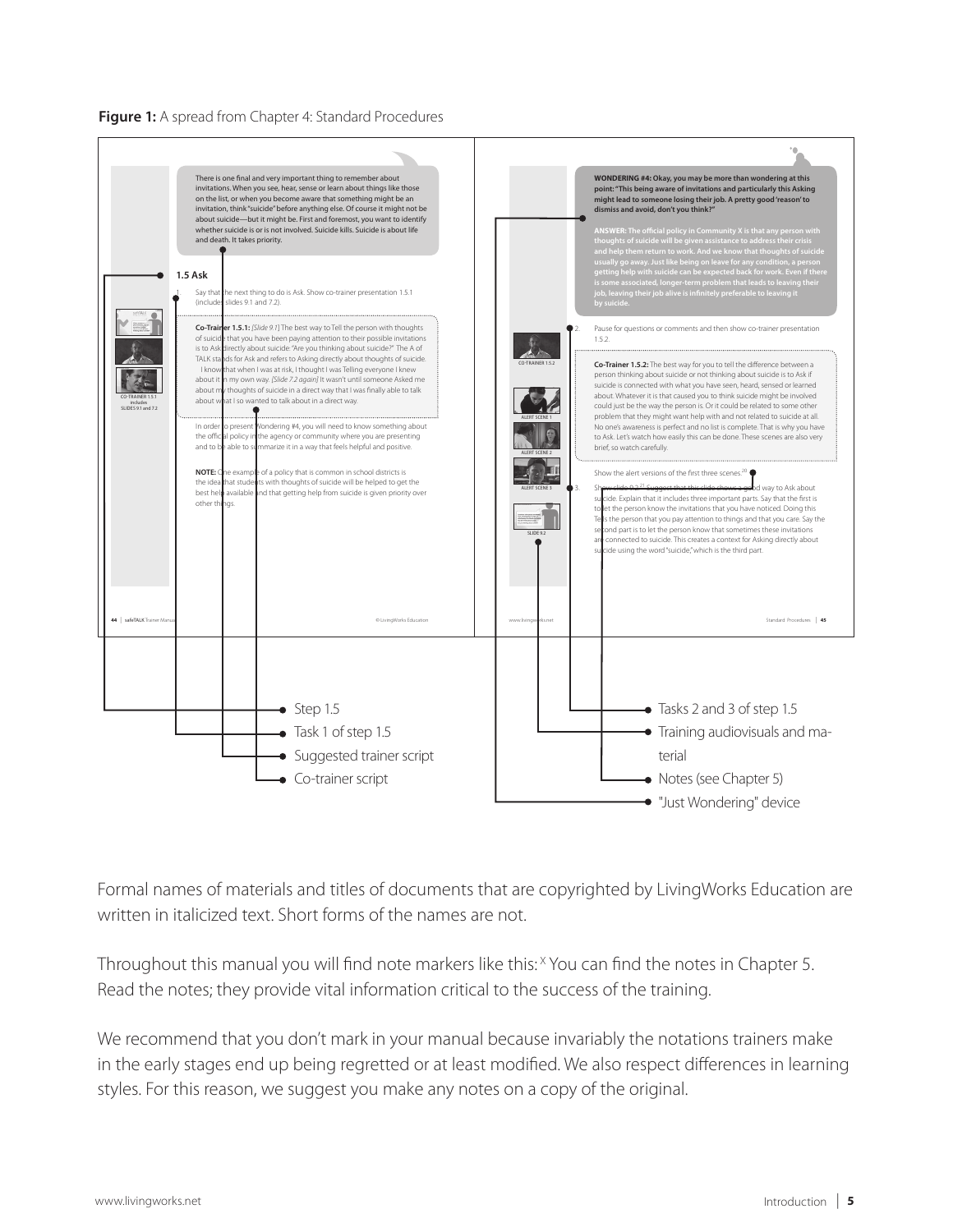**Figure 1:** A spread from Chapter 4: Standard Procedures

There is one final and very important thing to remember about invitations. When you see, hear, sense or learn about things like those on the list, or when you become aware that something might be an invitation, think "suicide" before anything else. Of course it might not be about suicide—but it might be. First and foremost, you want to identify whether suicide is or is not involved. Suicide kills. Suicide is about life and death. It takes priority.

**1.5 Ask**

1. Say that the next thing to do is Ask. Show co-trainer presentation 1.5.1 (includes slides 9.1 and 7.2).

**Co-Trainer 1.5.1:** *[Slide 9.1]* The best way to Tell the person with thoughts of suicide that you have been paying attention to their possible invitations is to Ask directly about suicide: "Are you thinking about suicide?" The A of TALK stands for Ask and refers to Asking directly about thoughts of suicide. I know that when I was at risk, I thought I was Telling everyone I knew about it in my own way. *[Slide 7.2 again]* It wasn't until someone Asked me about my thoughts of suicide in a direct way that I was finally able to talk about what I so wanted to talk about in a direct way.

In order to present Wondering #4, you will need to know something about the official policy in the agency or community where you are presenting and to be able to summarize it in a way that feels helpful and positive.

**NOTE:** One example of a policy that is common in school districts is the idea that students with thoughts of suicide will be helped to get the best help available and that getting help from suicide is given priority over other things.

**WONDERING #4: Okay, you may be more than wondering at this point: "This being aware of invitations and particularly this Asking might lead to someone losing their job. A pretty good 'reason' to dismiss and avoid, don't you think?"**

**ANSWER: The official policy in Community X is that any person with thoughts of suicide will be given assistance to address their crisis and help them return to work. And we know that thoughts of suicide usually go away. Just like being on leave for any condition, a person getting help with suicide can be expected back for work. Even if there is some associated, longer-term problem that leads to leaving their job, leaving their job alive is infinitely preferable to leaving it by suicide.**

2. Pause for questions or comments and then show co-trainer presentation 1.5.2.

**Co-Trainer 1.5.2:** The best way for you to tell the difference between a person thinking about suicide or not thinking about suicide is to Ask if suicide is connected with what you have seen, heard, sensed or learned about. Whatever it is that caused you to think suicide might be involved could just be the way the person is. Or it could be related to some other problem that they might want help with and not related to suicide at all. No one's awareness is perfect and no list is complete. That is why you have to Ask. Let's watch how easily this can be done. These scenes are also very brief, so watch carefully.

Show the alert versions of the first three scenes.[20]

3. Show slide 9.2.[21] Suggest that this slide shows a good way to Ask about suicide. Explain that it includes three important parts. Say that the first is to let the person know the invitations that you have noticed. Doing this Tells the person that you pay attention to things and that you care. Say the second part is to let the person know that sometimes these invitations are connected to suicide. This creates a context for Asking directly about suicide using the word "suicide," which is the third part.

- Step 1.5
- Task 1 of step 1.5
- Suggested trainer script
- Co-trainer script
- Tasks 2 and 3 of step 1.5
- Training audiovisuals and material
- Notes (see Chapter 5)
- "Just Wondering" device

Formal names of materials and titles of documents that are copyrighted by LivingWorks Education are written in italicized text. Short forms of the names are not.

Throughout this manual you will find note markers like this: [X] You can find the notes in Chapter 5. Read the notes; they provide vital information critical to the success of the training.

We recommend that you don't mark in your manual because invariably the notations trainers make in the early stages end up being regretted or at least modified. We also respect differences in learning styles. For this reason, we suggest you make any notes on a copy of the original.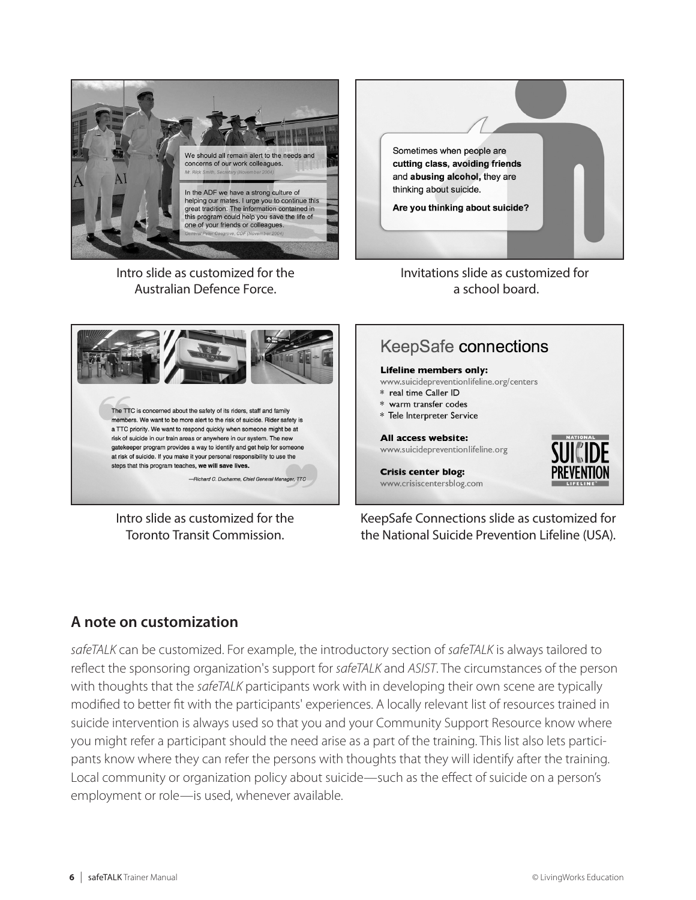Intro slide as customized for the Australian Defence Force.

Invitations slide as customized for a school board.

Intro slide as customized for the Toronto Transit Commission.

KeepSafe Connections slide as customized for the National Suicide Prevention Lifeline (USA).

## A note on customization

*safeTALK* can be customized. For example, the introductory section of *safeTALK* is always tailored to reflect the sponsoring organization's support for *safeTALK* and *ASIST*. The circumstances of the person with thoughts that the *safeTALK* participants work with in developing their own scene are typically modified to better fit with the participants' experiences. A locally relevant list of resources trained in suicide intervention is always used so that you and your Community Support Resource know where you might refer a participant should the need arise as a part of the training. This list also lets participants know where they can refer the persons with thoughts that they will identify after the training. Local community or organization policy about suicide—such as the effect of suicide on a person's employment or role—is used, whenever available.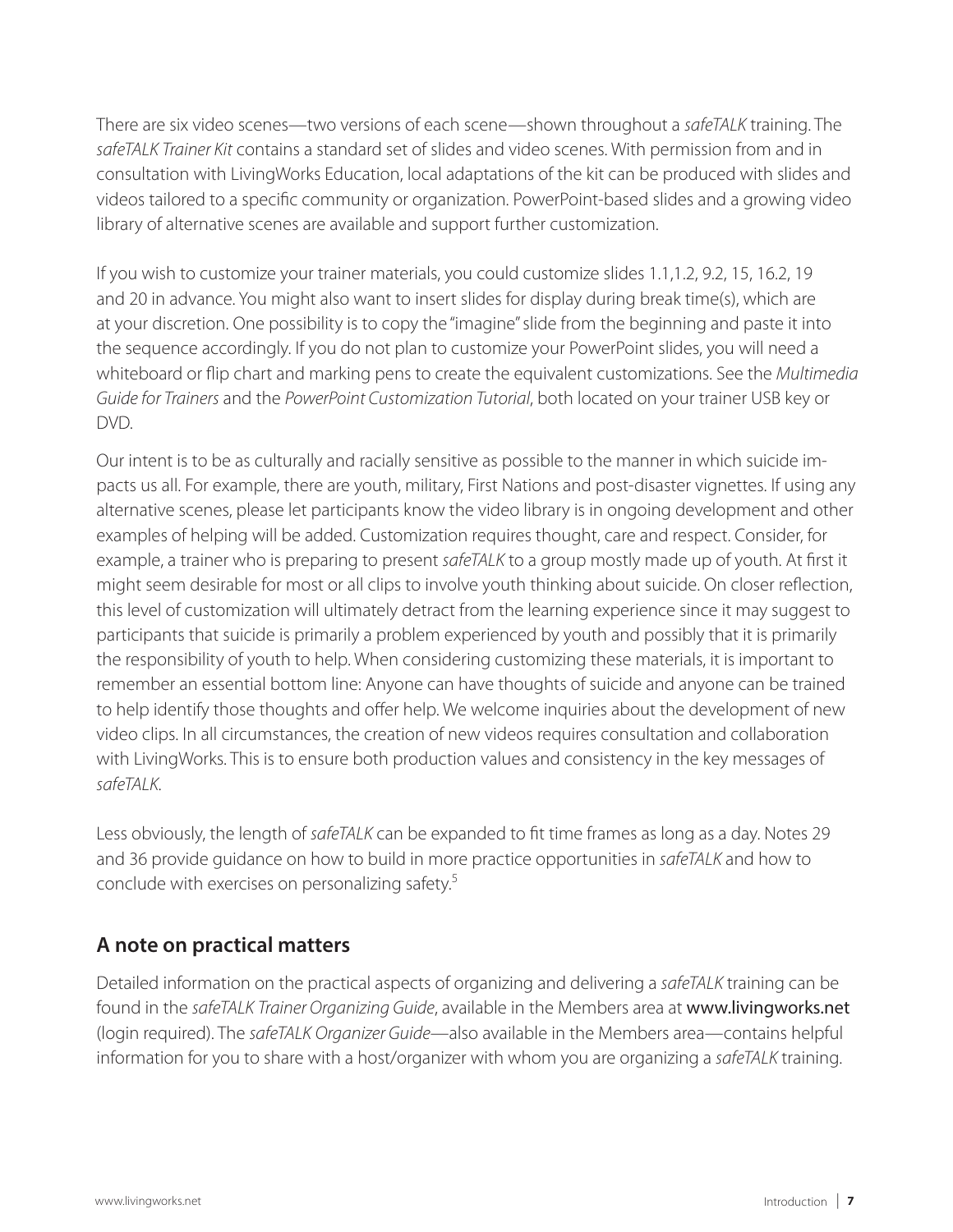There are six video scenes—two versions of each scene—shown throughout a *safeTALK* training. The *safeTALK Trainer Kit* contains a standard set of slides and video scenes. With permission from and in consultation with LivingWorks Education, local adaptations of the kit can be produced with slides and videos tailored to a specific community or organization. PowerPoint-based slides and a growing video library of alternative scenes are available and support further customization.

If you wish to customize your trainer materials, you could customize slides 1.1,1.2, 9.2, 15, 16.2, 19 and 20 in advance. You might also want to insert slides for display during break time(s), which are at your discretion. One possibility is to copy the "imagine" slide from the beginning and paste it into the sequence accordingly. If you do not plan to customize your PowerPoint slides, you will need a whiteboard or flip chart and marking pens to create the equivalent customizations. See the *Multimedia Guide for Trainers* and the *PowerPoint Customization Tutorial*, both located on your trainer USB key or DVD.

Our intent is to be as culturally and racially sensitive as possible to the manner in which suicide impacts us all. For example, there are youth, military, First Nations and post-disaster vignettes. If using any alternative scenes, please let participants know the video library is in ongoing development and other examples of helping will be added. Customization requires thought, care and respect. Consider, for example, a trainer who is preparing to present *safeTALK* to a group mostly made up of youth. At first it might seem desirable for most or all clips to involve youth thinking about suicide. On closer reflection, this level of customization will ultimately detract from the learning experience since it may suggest to participants that suicide is primarily a problem experienced by youth and possibly that it is primarily the responsibility of youth to help. When considering customizing these materials, it is important to remember an essential bottom line: Anyone can have thoughts of suicide and anyone can be trained to help identify those thoughts and offer help. We welcome inquiries about the development of new video clips. In all circumstances, the creation of new videos requires consultation and collaboration with LivingWorks. This is to ensure both production values and consistency in the key messages of *safeTALK*.

Less obviously, the length of *safeTALK* can be expanded to fit time frames as long as a day. Notes 29 and 36 provide guidance on how to build in more practice opportunities in *safeTALK* and how to conclude with exercises on personalizing safety.[5]

## A note on practical matters

Detailed information on the practical aspects of organizing and delivering a *safeTALK* training can be found in the *safeTALK Trainer Organizing Guide*, available in the Members area at **www.livingworks.net** (login required). The *safeTALK Organizer Guide*—also available in the Members area—contains helpful information for you to share with a host/organizer with whom you are organizing a *safeTALK* training.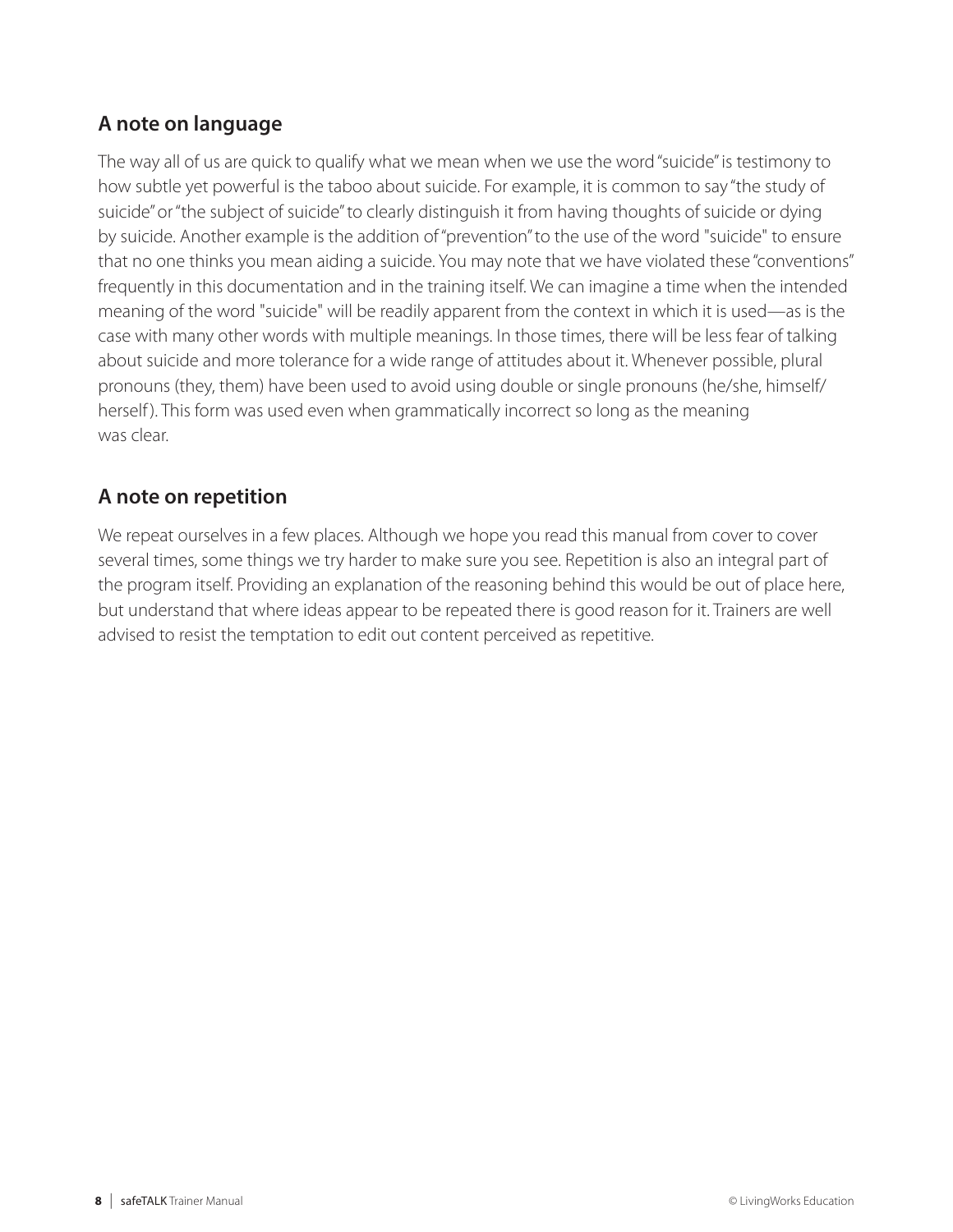## A note on language

The way all of us are quick to qualify what we mean when we use the word "suicide" is testimony to how subtle yet powerful is the taboo about suicide. For example, it is common to say "the study of suicide" or "the subject of suicide" to clearly distinguish it from having thoughts of suicide or dying by suicide. Another example is the addition of "prevention" to the use of the word "suicide" to ensure that no one thinks you mean aiding a suicide. You may note that we have violated these "conventions" frequently in this documentation and in the training itself. We can imagine a time when the intended meaning of the word "suicide" will be readily apparent from the context in which it is used—as is the case with many other words with multiple meanings. In those times, there will be less fear of talking about suicide and more tolerance for a wide range of attitudes about it. Whenever possible, plural pronouns (they, them) have been used to avoid using double or single pronouns (he/she, himself/herself). This form was used even when grammatically incorrect so long as the meaning was clear.

## A note on repetition

We repeat ourselves in a few places. Although we hope you read this manual from cover to cover several times, some things we try harder to make sure you see. Repetition is also an integral part of the program itself. Providing an explanation of the reasoning behind this would be out of place here, but understand that where ideas appear to be repeated there is good reason for it. Trainers are well advised to resist the temptation to edit out content perceived as repetitive.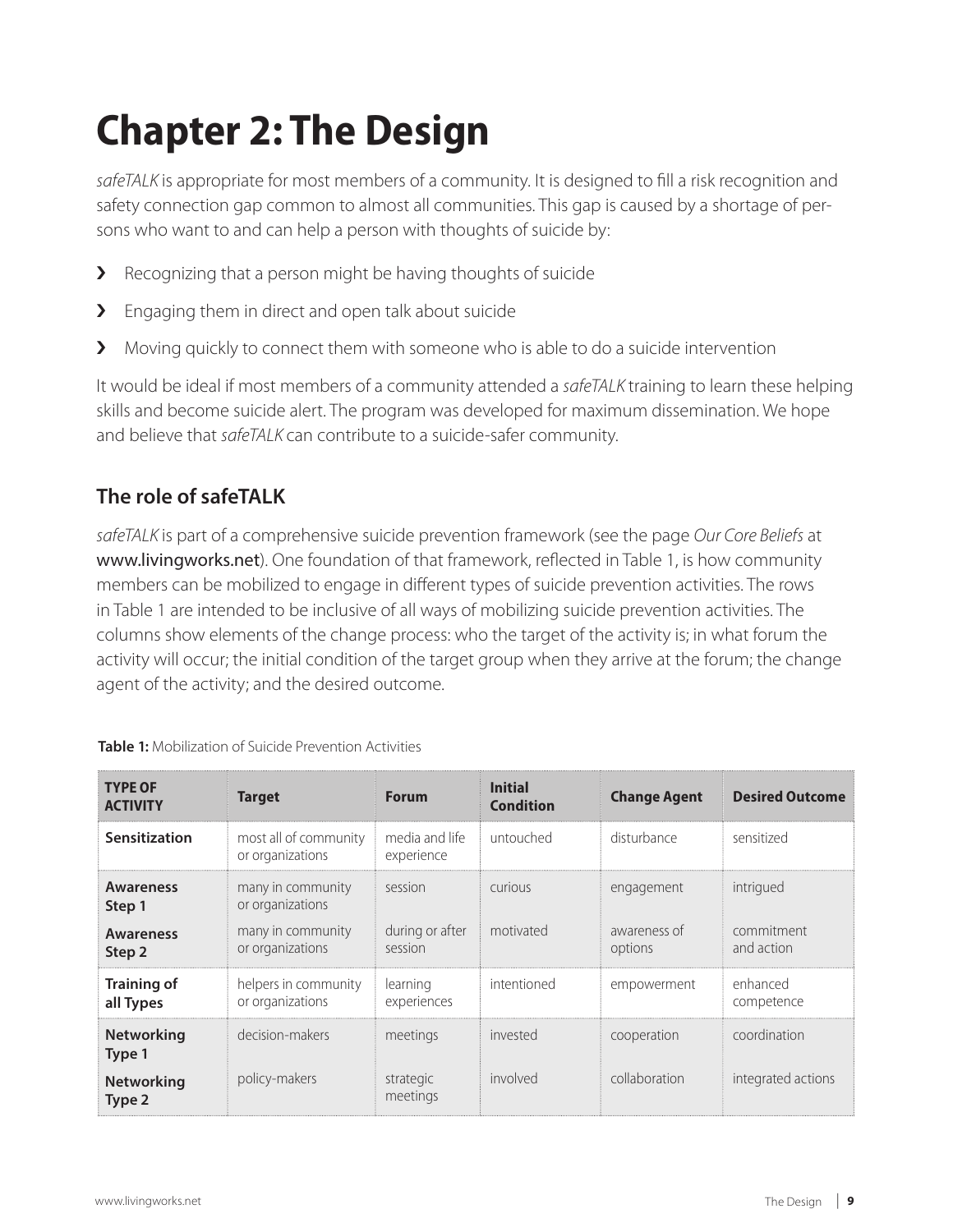# Chapter 2: The Design

*safeTALK* is appropriate for most members of a community. It is designed to fill a risk recognition and safety connection gap common to almost all communities. This gap is caused by a shortage of persons who want to and can help a person with thoughts of suicide by:

- Recognizing that a person might be having thoughts of suicide
- Engaging them in direct and open talk about suicide
- Moving quickly to connect them with someone who is able to do a suicide intervention

It would be ideal if most members of a community attended a *safeTALK* training to learn these helping skills and become suicide alert. The program was developed for maximum dissemination. We hope and believe that *safeTALK* can contribute to a suicide-safer community.

## The role of safeTALK

*safeTALK* is part of a comprehensive suicide prevention framework (see the page *Our Core Beliefs* at www.livingworks.net). One foundation of that framework, reflected in Table 1, is how community members can be mobilized to engage in different types of suicide prevention activities. The rows in Table 1 are intended to be inclusive of all ways of mobilizing suicide prevention activities. The columns show elements of the change process: who the target of the activity is; in what forum the activity will occur; the initial condition of the target group when they arrive at the forum; the change agent of the activity; and the desired outcome.

**Table 1:** Mobilization of Suicide Prevention Activities

| TYPE OF ACTIVITY | Target | Forum | Initial Condition | Change Agent | Desired Outcome |
|---|---|---|---|---|---|
| **Sensitization** | most all of community or organizations | media and life experience | untouched | disturbance | sensitized |
| **Awareness Step 1** | many in community or organizations | session | curious | engagement | intrigued |
| **Awareness Step 2** | many in community or organizations | during or after session | motivated | awareness of options | commitment and action |
| **Training of all Types** | helpers in community or organizations | learning experiences | intentioned | empowerment | enhanced competence |
| **Networking Type 1** | decision-makers | meetings | invested | cooperation | coordination |
| **Networking Type 2** | policy-makers | strategic meetings | involved | collaboration | integrated actions |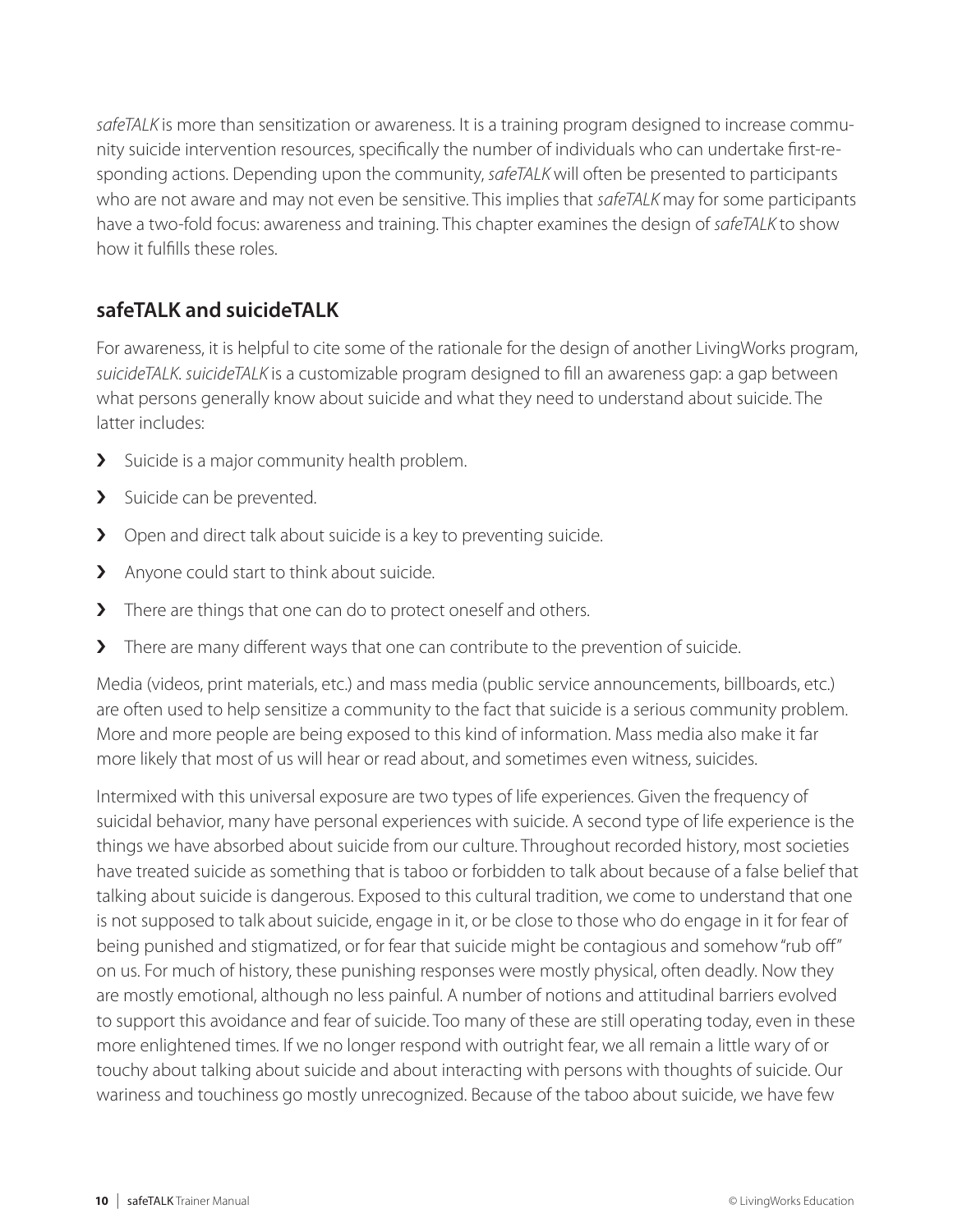*safeTALK* is more than sensitization or awareness. It is a training program designed to increase community suicide intervention resources, specifically the number of individuals who can undertake first-responding actions. Depending upon the community, *safeTALK* will often be presented to participants who are not aware and may not even be sensitive. This implies that *safeTALK* may for some participants have a two-fold focus: awareness and training. This chapter examines the design of *safeTALK* to show how it fulfills these roles.

## safeTALK and suicideTALK

For awareness, it is helpful to cite some of the rationale for the design of another LivingWorks program, *suicideTALK*. *suicideTALK* is a customizable program designed to fill an awareness gap: a gap between what persons generally know about suicide and what they need to understand about suicide. The latter includes:

- Suicide is a major community health problem.
- Suicide can be prevented.
- Open and direct talk about suicide is a key to preventing suicide.
- Anyone could start to think about suicide.
- There are things that one can do to protect oneself and others.
- There are many different ways that one can contribute to the prevention of suicide.

Media (videos, print materials, etc.) and mass media (public service announcements, billboards, etc.) are often used to help sensitize a community to the fact that suicide is a serious community problem. More and more people are being exposed to this kind of information. Mass media also make it far more likely that most of us will hear or read about, and sometimes even witness, suicides.

Intermixed with this universal exposure are two types of life experiences. Given the frequency of suicidal behavior, many have personal experiences with suicide. A second type of life experience is the things we have absorbed about suicide from our culture. Throughout recorded history, most societies have treated suicide as something that is taboo or forbidden to talk about because of a false belief that talking about suicide is dangerous. Exposed to this cultural tradition, we come to understand that one is not supposed to talk about suicide, engage in it, or be close to those who do engage in it for fear of being punished and stigmatized, or for fear that suicide might be contagious and somehow "rub off" on us. For much of history, these punishing responses were mostly physical, often deadly. Now they are mostly emotional, although no less painful. A number of notions and attitudinal barriers evolved to support this avoidance and fear of suicide. Too many of these are still operating today, even in these more enlightened times. If we no longer respond with outright fear, we all remain a little wary of or touchy about talking about suicide and about interacting with persons with thoughts of suicide. Our wariness and touchiness go mostly unrecognized. Because of the taboo about suicide, we have few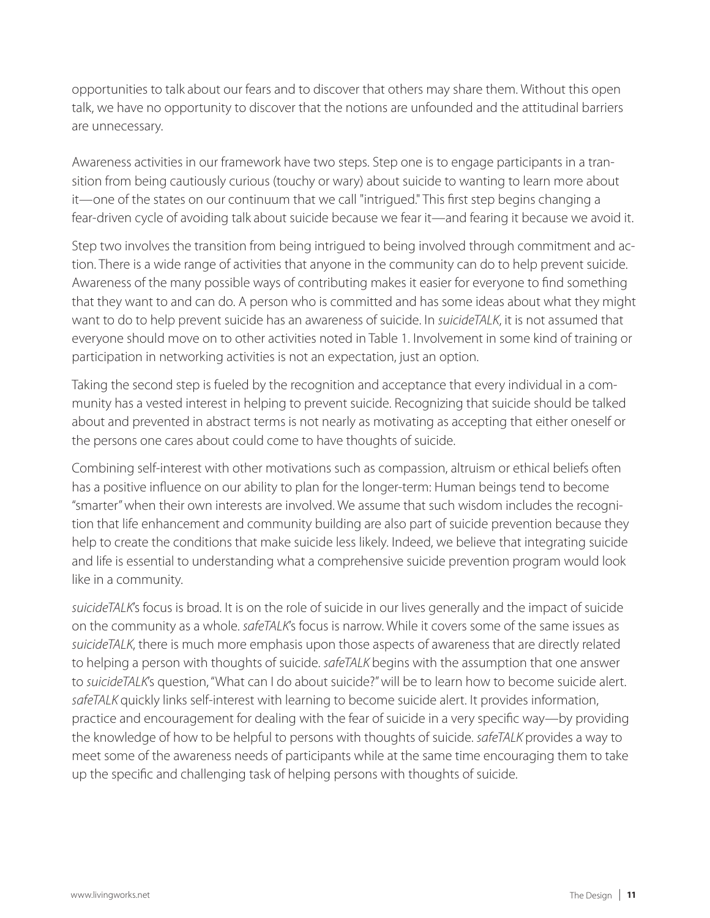opportunities to talk about our fears and to discover that others may share them. Without this open talk, we have no opportunity to discover that the notions are unfounded and the attitudinal barriers are unnecessary.

Awareness activities in our framework have two steps. Step one is to engage participants in a transition from being cautiously curious (touchy or wary) about suicide to wanting to learn more about it—one of the states on our continuum that we call "intrigued." This first step begins changing a fear-driven cycle of avoiding talk about suicide because we fear it—and fearing it because we avoid it.

Step two involves the transition from being intrigued to being involved through commitment and action. There is a wide range of activities that anyone in the community can do to help prevent suicide. Awareness of the many possible ways of contributing makes it easier for everyone to find something that they want to and can do. A person who is committed and has some ideas about what they might want to do to help prevent suicide has an awareness of suicide. In *suicideTALK*, it is not assumed that everyone should move on to other activities noted in Table 1. Involvement in some kind of training or participation in networking activities is not an expectation, just an option.

Taking the second step is fueled by the recognition and acceptance that every individual in a community has a vested interest in helping to prevent suicide. Recognizing that suicide should be talked about and prevented in abstract terms is not nearly as motivating as accepting that either oneself or the persons one cares about could come to have thoughts of suicide.

Combining self-interest with other motivations such as compassion, altruism or ethical beliefs often has a positive influence on our ability to plan for the longer-term: Human beings tend to become "smarter" when their own interests are involved. We assume that such wisdom includes the recognition that life enhancement and community building are also part of suicide prevention because they help to create the conditions that make suicide less likely. Indeed, we believe that integrating suicide and life is essential to understanding what a comprehensive suicide prevention program would look like in a community.

*suicideTALK*'s focus is broad. It is on the role of suicide in our lives generally and the impact of suicide on the community as a whole. *safeTALK*'s focus is narrow. While it covers some of the same issues as *suicideTALK*, there is much more emphasis upon those aspects of awareness that are directly related to helping a person with thoughts of suicide. *safeTALK* begins with the assumption that one answer to *suicideTALK*'s question, "What can I do about suicide?" will be to learn how to become suicide alert. *safeTALK* quickly links self-interest with learning to become suicide alert. It provides information, practice and encouragement for dealing with the fear of suicide in a very specific way—by providing the knowledge of how to be helpful to persons with thoughts of suicide. *safeTALK* provides a way to meet some of the awareness needs of participants while at the same time encouraging them to take up the specific and challenging task of helping persons with thoughts of suicide.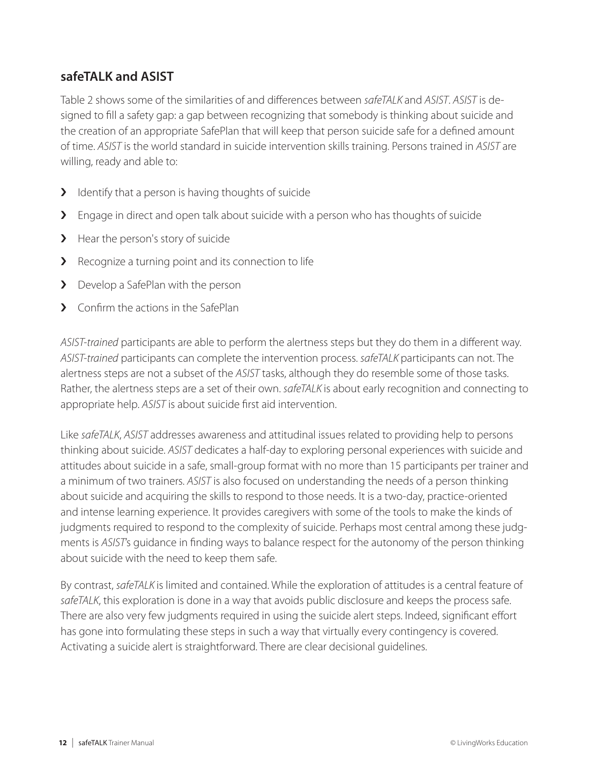## safeTALK and ASIST

Table 2 shows some of the similarities of and differences between *safeTALK* and *ASIST*. *ASIST* is designed to fill a safety gap: a gap between recognizing that somebody is thinking about suicide and the creation of an appropriate SafePlan that will keep that person suicide safe for a defined amount of time. *ASIST* is the world standard in suicide intervention skills training. Persons trained in *ASIST* are willing, ready and able to:

- Identify that a person is having thoughts of suicide
- Engage in direct and open talk about suicide with a person who has thoughts of suicide
- Hear the person's story of suicide
- Recognize a turning point and its connection to life
- Develop a SafePlan with the person
- Confirm the actions in the SafePlan

*ASIST-trained* participants are able to perform the alertness steps but they do them in a different way. *ASIST-trained* participants can complete the intervention process. *safeTALK* participants can not. The alertness steps are not a subset of the *ASIST* tasks, although they do resemble some of those tasks. Rather, the alertness steps are a set of their own. *safeTALK* is about early recognition and connecting to appropriate help. *ASIST* is about suicide first aid intervention.

Like *safeTALK*, *ASIST* addresses awareness and attitudinal issues related to providing help to persons thinking about suicide. *ASIST* dedicates a half-day to exploring personal experiences with suicide and attitudes about suicide in a safe, small-group format with no more than 15 participants per trainer and a minimum of two trainers. *ASIST* is also focused on understanding the needs of a person thinking about suicide and acquiring the skills to respond to those needs. It is a two-day, practice-oriented and intense learning experience. It provides caregivers with some of the tools to make the kinds of judgments required to respond to the complexity of suicide. Perhaps most central among these judgments is *ASIST*'s guidance in finding ways to balance respect for the autonomy of the person thinking about suicide with the need to keep them safe.

By contrast, *safeTALK* is limited and contained. While the exploration of attitudes is a central feature of *safeTALK*, this exploration is done in a way that avoids public disclosure and keeps the process safe. There are also very few judgments required in using the suicide alert steps. Indeed, significant effort has gone into formulating these steps in such a way that virtually every contingency is covered. Activating a suicide alert is straightforward. There are clear decisional guidelines.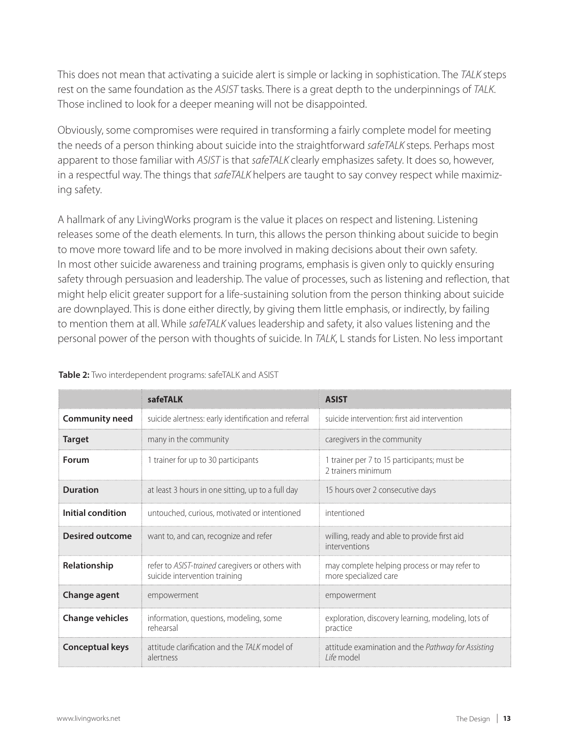This does not mean that activating a suicide alert is simple or lacking in sophistication. The *TALK* steps rest on the same foundation as the *ASIST* tasks. There is a great depth to the underpinnings of *TALK*. Those inclined to look for a deeper meaning will not be disappointed.

Obviously, some compromises were required in transforming a fairly complete model for meeting the needs of a person thinking about suicide into the straightforward *safeTALK* steps. Perhaps most apparent to those familiar with *ASIST* is that *safeTALK* clearly emphasizes safety. It does so, however, in a respectful way. The things that *safeTALK* helpers are taught to say convey respect while maximizing safety.

A hallmark of any LivingWorks program is the value it places on respect and listening. Listening releases some of the death elements. In turn, this allows the person thinking about suicide to begin to move more toward life and to be more involved in making decisions about their own safety. In most other suicide awareness and training programs, emphasis is given only to quickly ensuring safety through persuasion and leadership. The value of processes, such as listening and reflection, that might help elicit greater support for a life-sustaining solution from the person thinking about suicide are downplayed. This is done either directly, by giving them little emphasis, or indirectly, by failing to mention them at all. While *safeTALK* values leadership and safety, it also values listening and the personal power of the person with thoughts of suicide. In *TALK*, L stands for Listen. No less important

**Table 2:** Two interdependent programs: safeTALK and ASIST

| | **safeTALK** | **ASIST** |
|---|---|---|
| **Community need** | suicide alertness: early identification and referral | suicide intervention: first aid intervention |
| **Target** | many in the community | caregivers in the community |
| **Forum** | 1 trainer for up to 30 participants | 1 trainer per 7 to 15 participants; must be 2 trainers minimum |
| **Duration** | at least 3 hours in one sitting, up to a full day | 15 hours over 2 consecutive days |
| **Initial condition** | untouched, curious, motivated or intentioned | intentioned |
| **Desired outcome** | want to, and can, recognize and refer | willing, ready and able to provide first aid interventions |
| **Relationship** | refer to *ASIST-trained* caregivers or others with suicide intervention training | may complete helping process or may refer to more specialized care |
| **Change agent** | empowerment | empowerment |
| **Change vehicles** | information, questions, modeling, some rehearsal | exploration, discovery learning, modeling, lots of practice |
| **Conceptual keys** | attitude clarification and the *TALK* model of alertness | attitude examination and the *Pathway for Assisting Life* model |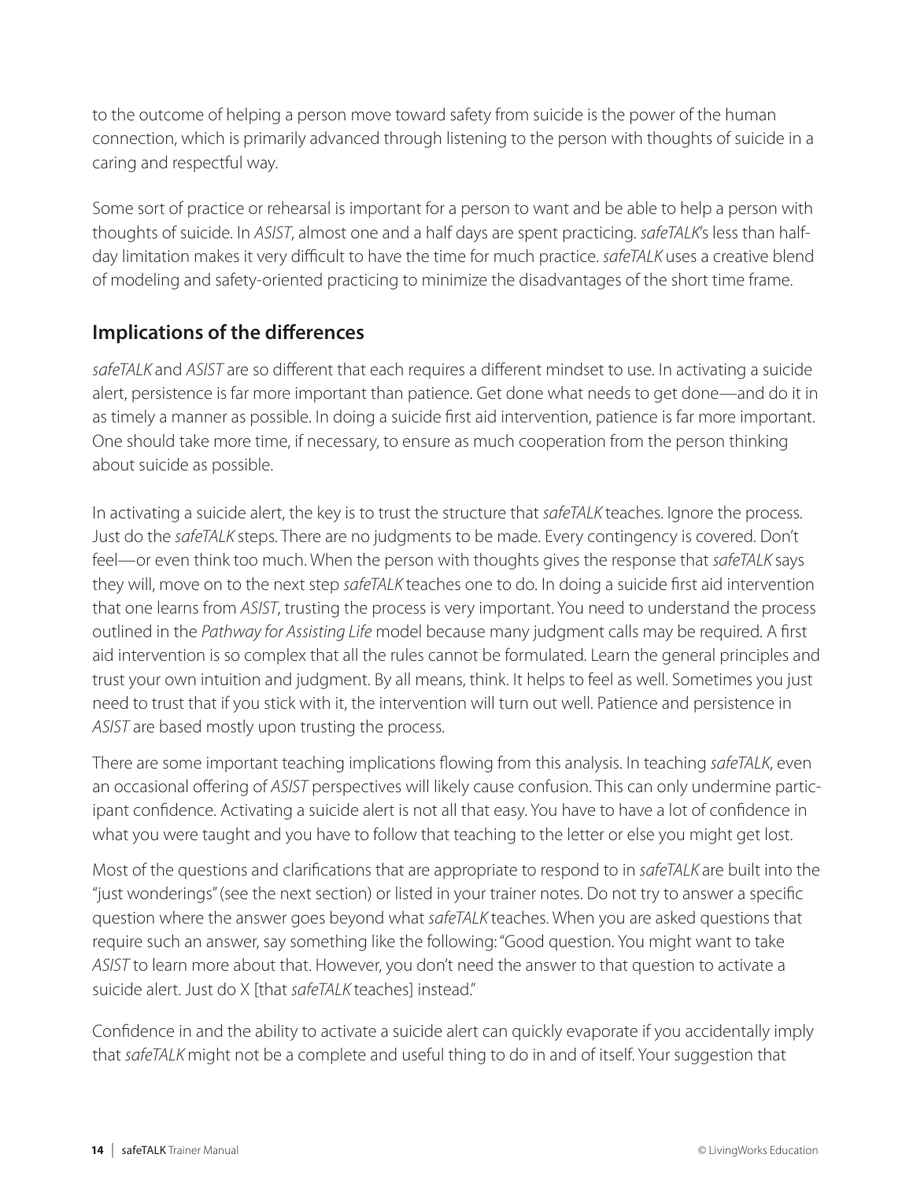to the outcome of helping a person move toward safety from suicide is the power of the human connection, which is primarily advanced through listening to the person with thoughts of suicide in a caring and respectful way.

Some sort of practice or rehearsal is important for a person to want and be able to help a person with thoughts of suicide. In *ASIST*, almost one and a half days are spent practicing. *safeTALK*'s less than half-day limitation makes it very difficult to have the time for much practice. *safeTALK* uses a creative blend of modeling and safety-oriented practicing to minimize the disadvantages of the short time frame.

## Implications of the differences

*safeTALK* and *ASIST* are so different that each requires a different mindset to use. In activating a suicide alert, persistence is far more important than patience. Get done what needs to get done—and do it in as timely a manner as possible. In doing a suicide first aid intervention, patience is far more important. One should take more time, if necessary, to ensure as much cooperation from the person thinking about suicide as possible.

In activating a suicide alert, the key is to trust the structure that *safeTALK* teaches. Ignore the process. Just do the *safeTALK* steps. There are no judgments to be made. Every contingency is covered. Don't feel—or even think too much. When the person with thoughts gives the response that *safeTALK* says they will, move on to the next step *safeTALK* teaches one to do. In doing a suicide first aid intervention that one learns from *ASIST*, trusting the process is very important. You need to understand the process outlined in the *Pathway for Assisting Life* model because many judgment calls may be required. A first aid intervention is so complex that all the rules cannot be formulated. Learn the general principles and trust your own intuition and judgment. By all means, think. It helps to feel as well. Sometimes you just need to trust that if you stick with it, the intervention will turn out well. Patience and persistence in *ASIST* are based mostly upon trusting the process.

There are some important teaching implications flowing from this analysis. In teaching *safeTALK*, even an occasional offering of *ASIST* perspectives will likely cause confusion. This can only undermine participant confidence. Activating a suicide alert is not all that easy. You have to have a lot of confidence in what you were taught and you have to follow that teaching to the letter or else you might get lost.

Most of the questions and clarifications that are appropriate to respond to in *safeTALK* are built into the "just wonderings" (see the next section) or listed in your trainer notes. Do not try to answer a specific question where the answer goes beyond what *safeTALK* teaches. When you are asked questions that require such an answer, say something like the following: "Good question. You might want to take *ASIST* to learn more about that. However, you don't need the answer to that question to activate a suicide alert. Just do X [that *safeTALK* teaches] instead."

Confidence in and the ability to activate a suicide alert can quickly evaporate if you accidentally imply that *safeTALK* might not be a complete and useful thing to do in and of itself. Your suggestion that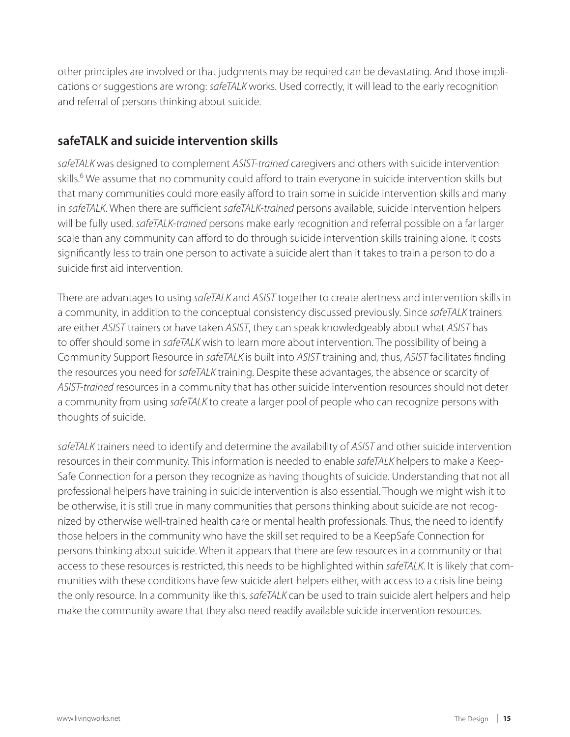other principles are involved or that judgments may be required can be devastating. And those implications or suggestions are wrong: *safeTALK* works. Used correctly, it will lead to the early recognition and referral of persons thinking about suicide.

## safeTALK and suicide intervention skills

*safeTALK* was designed to complement *ASIST-trained* caregivers and others with suicide intervention skills.[6] We assume that no community could afford to train everyone in suicide intervention skills but that many communities could more easily afford to train some in suicide intervention skills and many in *safeTALK*. When there are sufficient *safeTALK-trained* persons available, suicide intervention helpers will be fully used. *safeTALK-trained* persons make early recognition and referral possible on a far larger scale than any community can afford to do through suicide intervention skills training alone. It costs significantly less to train one person to activate a suicide alert than it takes to train a person to do a suicide first aid intervention.

There are advantages to using *safeTALK* and *ASIST* together to create alertness and intervention skills in a community, in addition to the conceptual consistency discussed previously. Since *safeTALK* trainers are either *ASIST* trainers or have taken *ASIST*, they can speak knowledgeably about what *ASIST* has to offer should some in *safeTALK* wish to learn more about intervention. The possibility of being a Community Support Resource in *safeTALK* is built into *ASIST* training and, thus, *ASIST* facilitates finding the resources you need for *safeTALK* training. Despite these advantages, the absence or scarcity of *ASIST-trained* resources in a community that has other suicide intervention resources should not deter a community from using *safeTALK* to create a larger pool of people who can recognize persons with thoughts of suicide.

*safeTALK* trainers need to identify and determine the availability of *ASIST* and other suicide intervention resources in their community. This information is needed to enable *safeTALK* helpers to make a KeepSafe Connection for a person they recognize as having thoughts of suicide. Understanding that not all professional helpers have training in suicide intervention is also essential. Though we might wish it to be otherwise, it is still true in many communities that persons thinking about suicide are not recognized by otherwise well-trained health care or mental health professionals. Thus, the need to identify those helpers in the community who have the skill set required to be a KeepSafe Connection for persons thinking about suicide. When it appears that there are few resources in a community or that access to these resources is restricted, this needs to be highlighted within *safeTALK*. It is likely that communities with these conditions have few suicide alert helpers either, with access to a crisis line being the only resource. In a community like this, *safeTALK* can be used to train suicide alert helpers and help make the community aware that they also need readily available suicide intervention resources.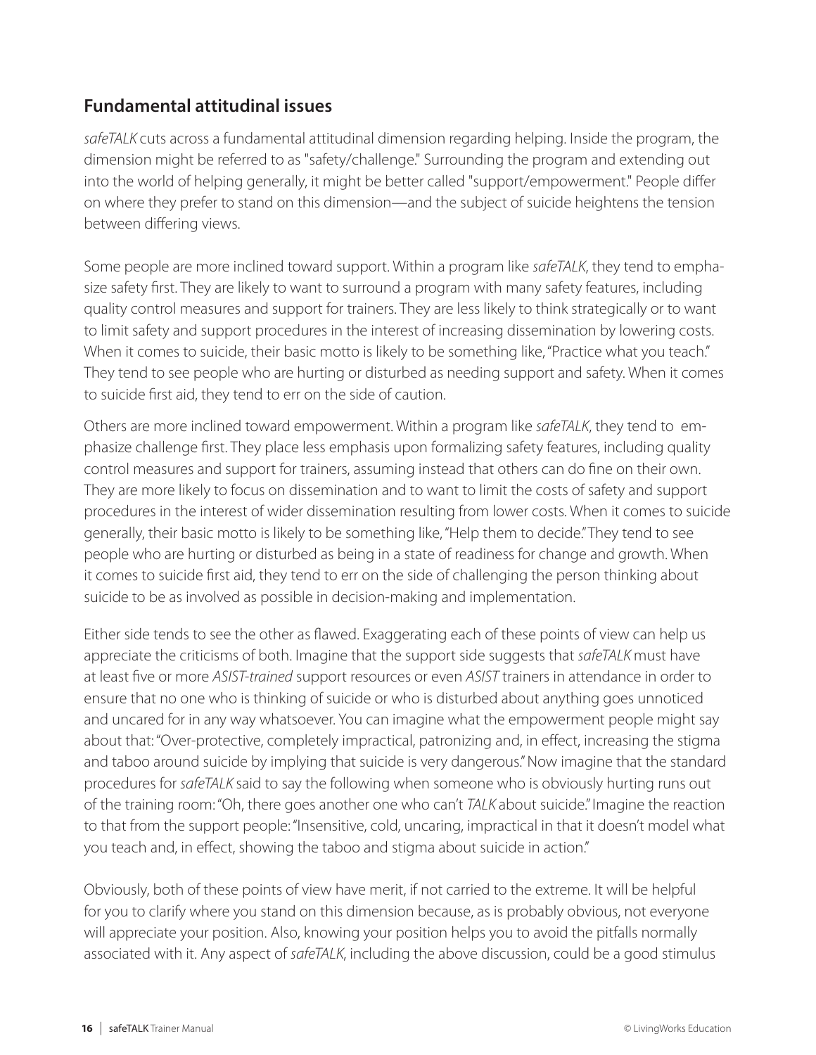## Fundamental attitudinal issues

*safeTALK* cuts across a fundamental attitudinal dimension regarding helping. Inside the program, the dimension might be referred to as "safety/challenge." Surrounding the program and extending out into the world of helping generally, it might be better called "support/empowerment." People differ on where they prefer to stand on this dimension—and the subject of suicide heightens the tension between differing views.

Some people are more inclined toward support. Within a program like *safeTALK*, they tend to emphasize safety first. They are likely to want to surround a program with many safety features, including quality control measures and support for trainers. They are less likely to think strategically or to want to limit safety and support procedures in the interest of increasing dissemination by lowering costs. When it comes to suicide, their basic motto is likely to be something like, "Practice what you teach." They tend to see people who are hurting or disturbed as needing support and safety. When it comes to suicide first aid, they tend to err on the side of caution.

Others are more inclined toward empowerment. Within a program like *safeTALK*, they tend to emphasize challenge first. They place less emphasis upon formalizing safety features, including quality control measures and support for trainers, assuming instead that others can do fine on their own. They are more likely to focus on dissemination and to want to limit the costs of safety and support procedures in the interest of wider dissemination resulting from lower costs. When it comes to suicide generally, their basic motto is likely to be something like, "Help them to decide." They tend to see people who are hurting or disturbed as being in a state of readiness for change and growth. When it comes to suicide first aid, they tend to err on the side of challenging the person thinking about suicide to be as involved as possible in decision-making and implementation.

Either side tends to see the other as flawed. Exaggerating each of these points of view can help us appreciate the criticisms of both. Imagine that the support side suggests that *safeTALK* must have at least five or more *ASIST-trained* support resources or even *ASIST* trainers in attendance in order to ensure that no one who is thinking of suicide or who is disturbed about anything goes unnoticed and uncared for in any way whatsoever. You can imagine what the empowerment people might say about that: "Over-protective, completely impractical, patronizing and, in effect, increasing the stigma and taboo around suicide by implying that suicide is very dangerous." Now imagine that the standard procedures for *safeTALK* said to say the following when someone who is obviously hurting runs out of the training room: "Oh, there goes another one who can't *TALK* about suicide." Imagine the reaction to that from the support people: "Insensitive, cold, uncaring, impractical in that it doesn't model what you teach and, in effect, showing the taboo and stigma about suicide in action."

Obviously, both of these points of view have merit, if not carried to the extreme. It will be helpful for you to clarify where you stand on this dimension because, as is probably obvious, not everyone will appreciate your position. Also, knowing your position helps you to avoid the pitfalls normally associated with it. Any aspect of *safeTALK*, including the above discussion, could be a good stimulus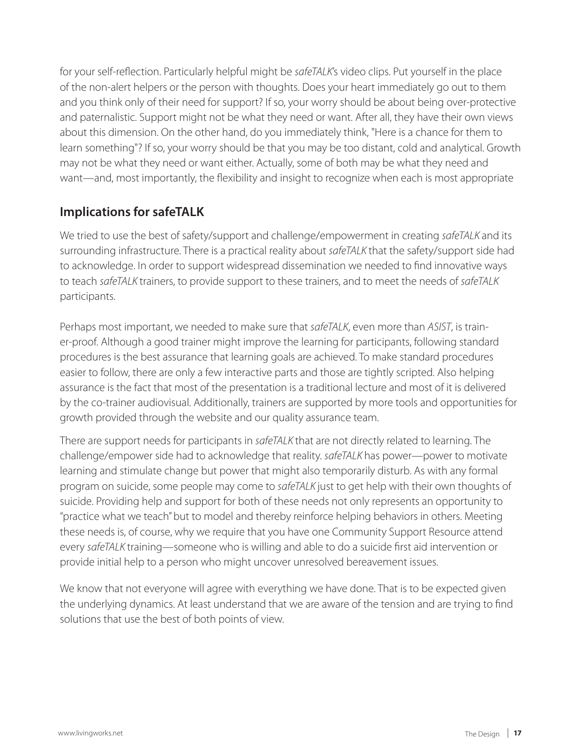for your self-reflection. Particularly helpful might be *safeTALK*'s video clips. Put yourself in the place of the non-alert helpers or the person with thoughts. Does your heart immediately go out to them and you think only of their need for support? If so, your worry should be about being over-protective and paternalistic. Support might not be what they need or want. After all, they have their own views about this dimension. On the other hand, do you immediately think, "Here is a chance for them to learn something"? If so, your worry should be that you may be too distant, cold and analytical. Growth may not be what they need or want either. Actually, some of both may be what they need and want—and, most importantly, the flexibility and insight to recognize when each is most appropriate

## Implications for safeTALK

We tried to use the best of safety/support and challenge/empowerment in creating *safeTALK* and its surrounding infrastructure. There is a practical reality about *safeTALK* that the safety/support side had to acknowledge. In order to support widespread dissemination we needed to find innovative ways to teach *safeTALK* trainers, to provide support to these trainers, and to meet the needs of *safeTALK* participants.

Perhaps most important, we needed to make sure that *safeTALK*, even more than *ASIST*, is trainer-proof. Although a good trainer might improve the learning for participants, following standard procedures is the best assurance that learning goals are achieved. To make standard procedures easier to follow, there are only a few interactive parts and those are tightly scripted. Also helping assurance is the fact that most of the presentation is a traditional lecture and most of it is delivered by the co-trainer audiovisual. Additionally, trainers are supported by more tools and opportunities for growth provided through the website and our quality assurance team.

There are support needs for participants in *safeTALK* that are not directly related to learning. The challenge/empower side had to acknowledge that reality. *safeTALK* has power—power to motivate learning and stimulate change but power that might also temporarily disturb. As with any formal program on suicide, some people may come to *safeTALK* just to get help with their own thoughts of suicide. Providing help and support for both of these needs not only represents an opportunity to "practice what we teach" but to model and thereby reinforce helping behaviors in others. Meeting these needs is, of course, why we require that you have one Community Support Resource attend every *safeTALK* training—someone who is willing and able to do a suicide first aid intervention or provide initial help to a person who might uncover unresolved bereavement issues.

We know that not everyone will agree with everything we have done. That is to be expected given the underlying dynamics. At least understand that we are aware of the tension and are trying to find solutions that use the best of both points of view.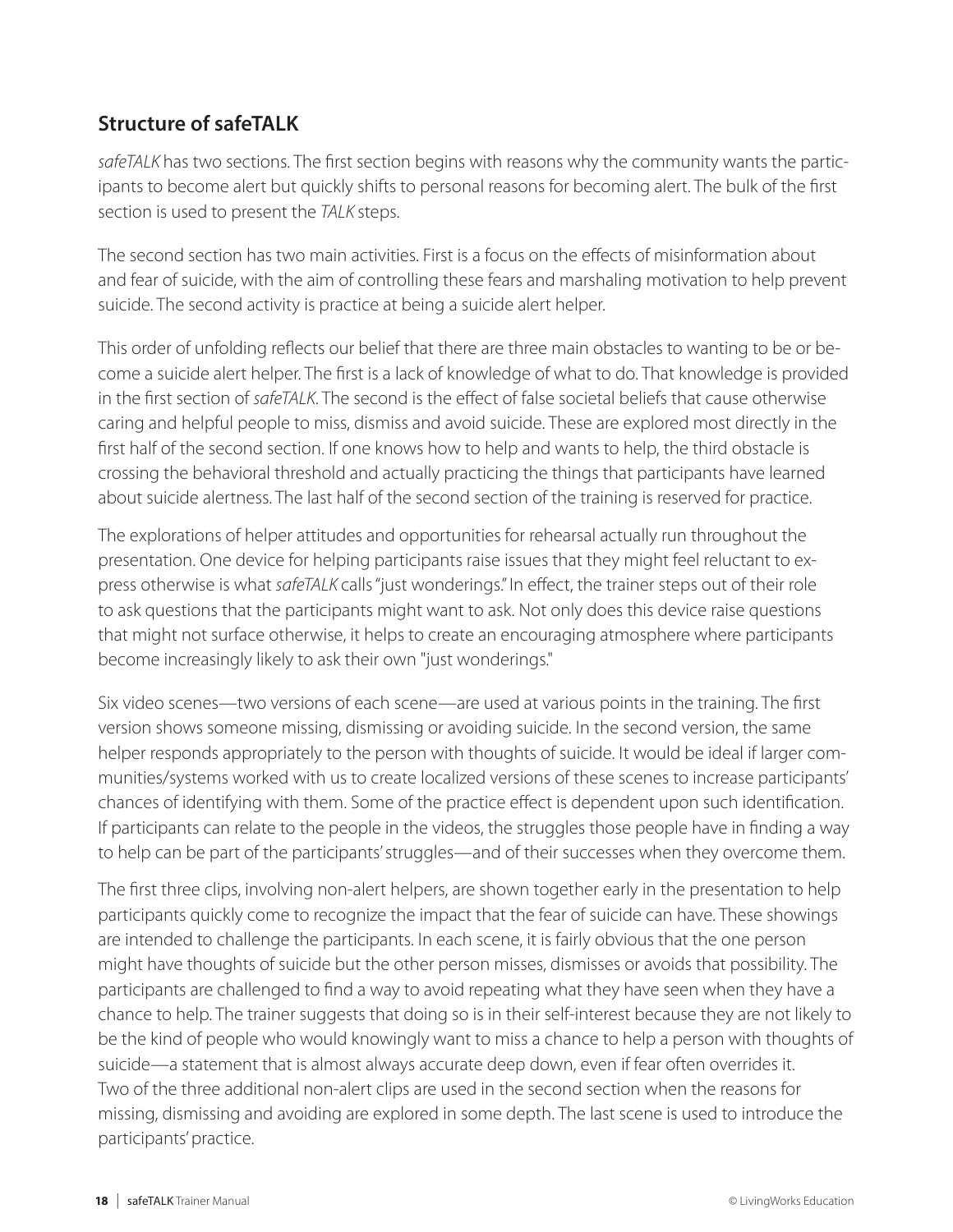## Structure of safeTALK

*safeTALK* has two sections. The first section begins with reasons why the community wants the participants to become alert but quickly shifts to personal reasons for becoming alert. The bulk of the first section is used to present the *TALK* steps.

The second section has two main activities. First is a focus on the effects of misinformation about and fear of suicide, with the aim of controlling these fears and marshaling motivation to help prevent suicide. The second activity is practice at being a suicide alert helper.

This order of unfolding reflects our belief that there are three main obstacles to wanting to be or become a suicide alert helper. The first is a lack of knowledge of what to do. That knowledge is provided in the first section of *safeTALK*. The second is the effect of false societal beliefs that cause otherwise caring and helpful people to miss, dismiss and avoid suicide. These are explored most directly in the first half of the second section. If one knows how to help and wants to help, the third obstacle is crossing the behavioral threshold and actually practicing the things that participants have learned about suicide alertness. The last half of the second section of the training is reserved for practice.

The explorations of helper attitudes and opportunities for rehearsal actually run throughout the presentation. One device for helping participants raise issues that they might feel reluctant to express otherwise is what *safeTALK* calls "just wonderings." In effect, the trainer steps out of their role to ask questions that the participants might want to ask. Not only does this device raise questions that might not surface otherwise, it helps to create an encouraging atmosphere where participants become increasingly likely to ask their own "just wonderings."

Six video scenes—two versions of each scene—are used at various points in the training. The first version shows someone missing, dismissing or avoiding suicide. In the second version, the same helper responds appropriately to the person with thoughts of suicide. It would be ideal if larger communities/systems worked with us to create localized versions of these scenes to increase participants' chances of identifying with them. Some of the practice effect is dependent upon such identification. If participants can relate to the people in the videos, the struggles those people have in finding a way to help can be part of the participants' struggles—and of their successes when they overcome them.

The first three clips, involving non-alert helpers, are shown together early in the presentation to help participants quickly come to recognize the impact that the fear of suicide can have. These showings are intended to challenge the participants. In each scene, it is fairly obvious that the one person might have thoughts of suicide but the other person misses, dismisses or avoids that possibility. The participants are challenged to find a way to avoid repeating what they have seen when they have a chance to help. The trainer suggests that doing so is in their self-interest because they are not likely to be the kind of people who would knowingly want to miss a chance to help a person with thoughts of suicide—a statement that is almost always accurate deep down, even if fear often overrides it.
Two of the three additional non-alert clips are used in the second section when the reasons for missing, dismissing and avoiding are explored in some depth. The last scene is used to introduce the participants' practice.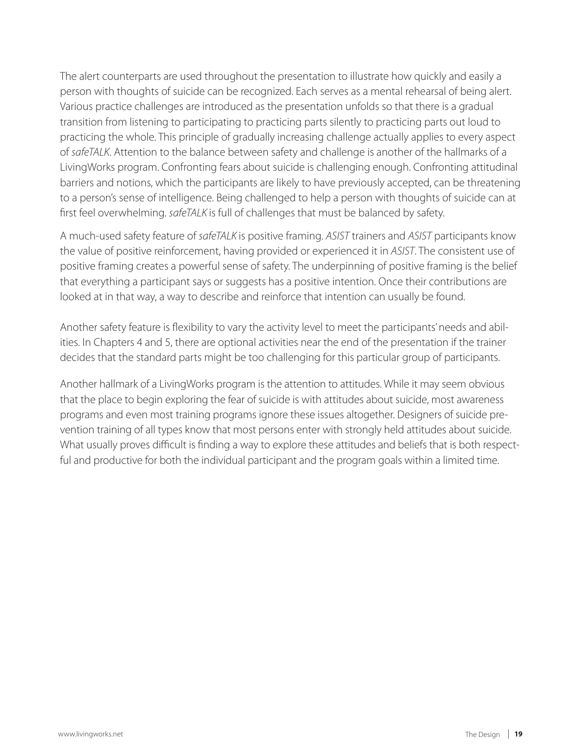The alert counterparts are used throughout the presentation to illustrate how quickly and easily a person with thoughts of suicide can be recognized. Each serves as a mental rehearsal of being alert. Various practice challenges are introduced as the presentation unfolds so that there is a gradual transition from listening to participating to practicing parts silently to practicing parts out loud to practicing the whole. This principle of gradually increasing challenge actually applies to every aspect of *safeTALK*. Attention to the balance between safety and challenge is another of the hallmarks of a LivingWorks program. Confronting fears about suicide is challenging enough. Confronting attitudinal barriers and notions, which the participants are likely to have previously accepted, can be threatening to a person's sense of intelligence. Being challenged to help a person with thoughts of suicide can at first feel overwhelming. *safeTALK* is full of challenges that must be balanced by safety.

A much-used safety feature of *safeTALK* is positive framing. *ASIST* trainers and *ASIST* participants know the value of positive reinforcement, having provided or experienced it in *ASIST*. The consistent use of positive framing creates a powerful sense of safety. The underpinning of positive framing is the belief that everything a participant says or suggests has a positive intention. Once their contributions are looked at in that way, a way to describe and reinforce that intention can usually be found.

Another safety feature is flexibility to vary the activity level to meet the participants' needs and abilities. In Chapters 4 and 5, there are optional activities near the end of the presentation if the trainer decides that the standard parts might be too challenging for this particular group of participants.

Another hallmark of a LivingWorks program is the attention to attitudes. While it may seem obvious that the place to begin exploring the fear of suicide is with attitudes about suicide, most awareness programs and even most training programs ignore these issues altogether. Designers of suicide prevention training of all types know that most persons enter with strongly held attitudes about suicide. What usually proves difficult is finding a way to explore these attitudes and beliefs that is both respectful and productive for both the individual participant and the program goals within a limited time.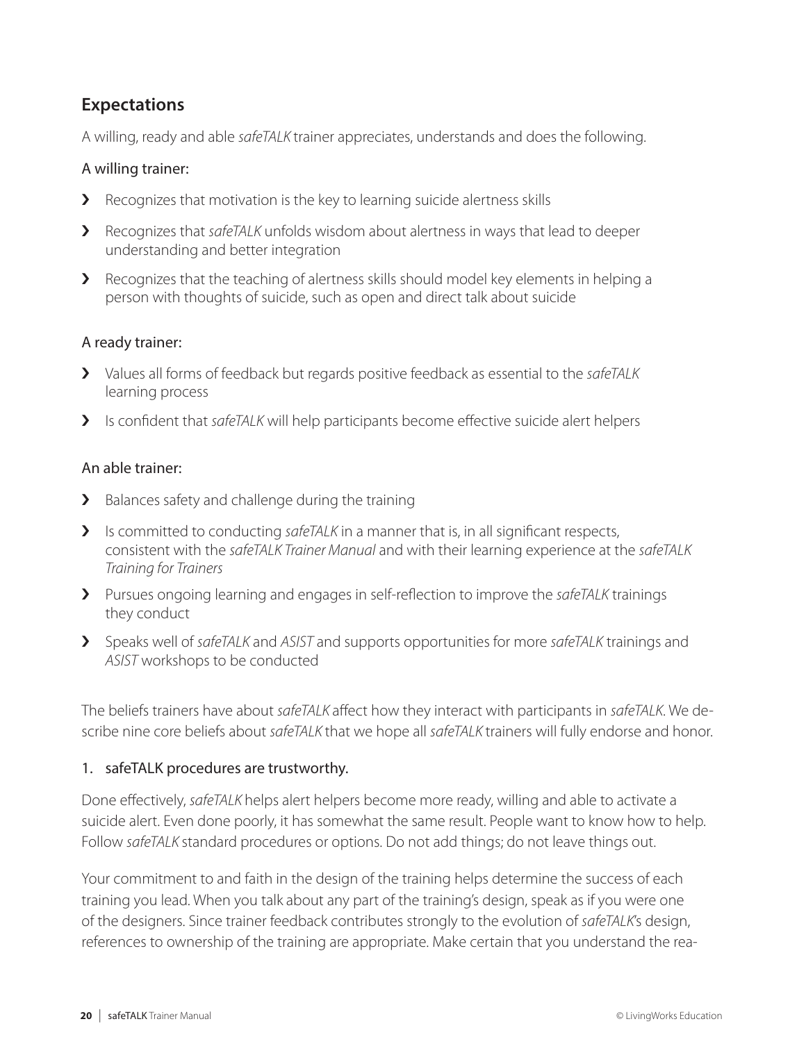## Expectations

A willing, ready and able *safeTALK* trainer appreciates, understands and does the following.

### A willing trainer:

- Recognizes that motivation is the key to learning suicide alertness skills
- Recognizes that *safeTALK* unfolds wisdom about alertness in ways that lead to deeper understanding and better integration
- Recognizes that the teaching of alertness skills should model key elements in helping a person with thoughts of suicide, such as open and direct talk about suicide

### A ready trainer:

- Values all forms of feedback but regards positive feedback as essential to the *safeTALK* learning process
- Is confident that *safeTALK* will help participants become effective suicide alert helpers

### An able trainer:

- Balances safety and challenge during the training
- Is committed to conducting *safeTALK* in a manner that is, in all significant respects, consistent with the *safeTALK Trainer Manual* and with their learning experience at the *safeTALK Training for Trainers*
- Pursues ongoing learning and engages in self-reflection to improve the *safeTALK* trainings they conduct
- Speaks well of *safeTALK* and *ASIST* and supports opportunities for more *safeTALK* trainings and *ASIST* workshops to be conducted

The beliefs trainers have about *safeTALK* affect how they interact with participants in *safeTALK*. We describe nine core beliefs about *safeTALK* that we hope all *safeTALK* trainers will fully endorse and honor.

### 1. safeTALK procedures are trustworthy.

Done effectively, *safeTALK* helps alert helpers become more ready, willing and able to activate a suicide alert. Even done poorly, it has somewhat the same result. People want to know how to help. Follow *safeTALK* standard procedures or options. Do not add things; do not leave things out.

Your commitment to and faith in the design of the training helps determine the success of each training you lead. When you talk about any part of the training's design, speak as if you were one of the designers. Since trainer feedback contributes strongly to the evolution of *safeTALK*'s design, references to ownership of the training are appropriate. Make certain that you understand the rea-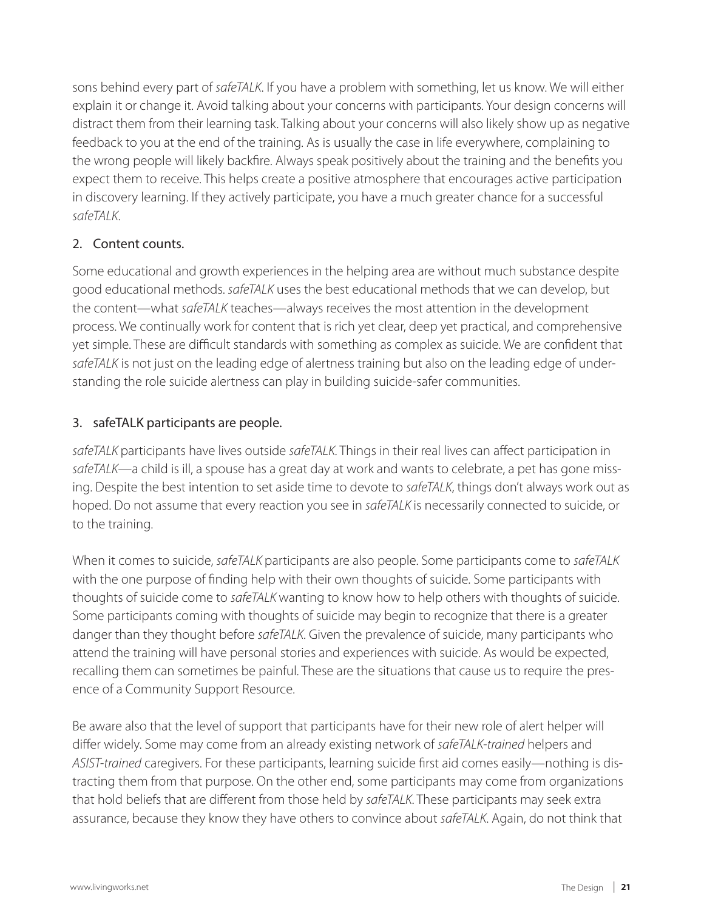sons behind every part of *safeTALK*. If you have a problem with something, let us know. We will either explain it or change it. Avoid talking about your concerns with participants. Your design concerns will distract them from their learning task. Talking about your concerns will also likely show up as negative feedback to you at the end of the training. As is usually the case in life everywhere, complaining to the wrong people will likely backfire. Always speak positively about the training and the benefits you expect them to receive. This helps create a positive atmosphere that encourages active participation in discovery learning. If they actively participate, you have a much greater chance for a successful *safeTALK*.

2. Content counts.

Some educational and growth experiences in the helping area are without much substance despite good educational methods. *safeTALK* uses the best educational methods that we can develop, but the content—what *safeTALK* teaches—always receives the most attention in the development process. We continually work for content that is rich yet clear, deep yet practical, and comprehensive yet simple. These are difficult standards with something as complex as suicide. We are confident that *safeTALK* is not just on the leading edge of alertness training but also on the leading edge of understanding the role suicide alertness can play in building suicide-safer communities.

3. safeTALK participants are people.

*safeTALK* participants have lives outside *safeTALK*. Things in their real lives can affect participation in *safeTALK*—a child is ill, a spouse has a great day at work and wants to celebrate, a pet has gone missing. Despite the best intention to set aside time to devote to *safeTALK*, things don't always work out as hoped. Do not assume that every reaction you see in *safeTALK* is necessarily connected to suicide, or to the training.

When it comes to suicide, *safeTALK* participants are also people. Some participants come to *safeTALK* with the one purpose of finding help with their own thoughts of suicide. Some participants with thoughts of suicide come to *safeTALK* wanting to know how to help others with thoughts of suicide. Some participants coming with thoughts of suicide may begin to recognize that there is a greater danger than they thought before *safeTALK*. Given the prevalence of suicide, many participants who attend the training will have personal stories and experiences with suicide. As would be expected, recalling them can sometimes be painful. These are the situations that cause us to require the presence of a Community Support Resource.

Be aware also that the level of support that participants have for their new role of alert helper will differ widely. Some may come from an already existing network of *safeTALK-trained* helpers and *ASIST-trained* caregivers. For these participants, learning suicide first aid comes easily—nothing is distracting them from that purpose. On the other end, some participants may come from organizations that hold beliefs that are different from those held by *safeTALK*. These participants may seek extra assurance, because they know they have others to convince about *safeTALK*. Again, do not think that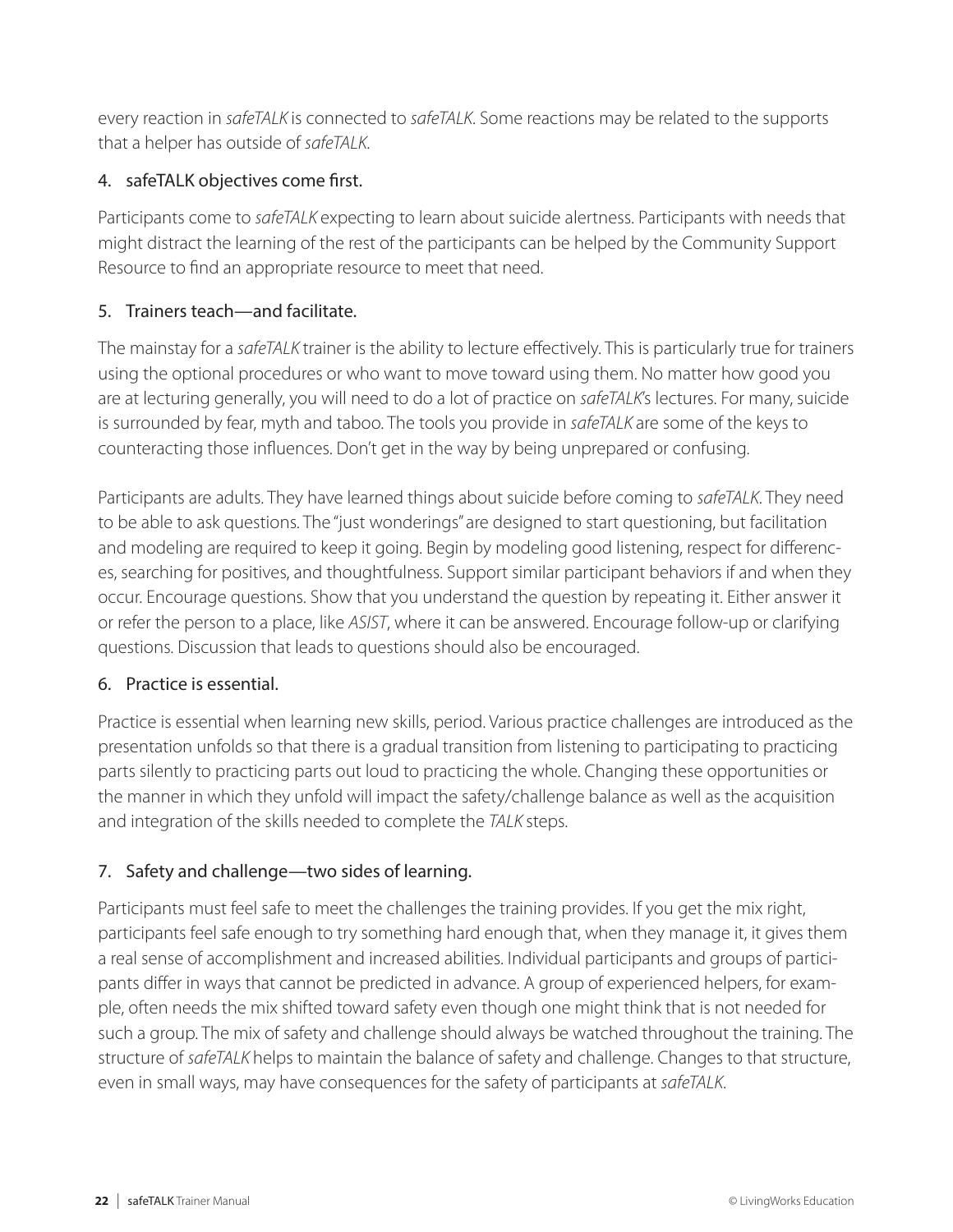every reaction in *safeTALK* is connected to *safeTALK*. Some reactions may be related to the supports that a helper has outside of *safeTALK*.

### 4. safeTALK objectives come first.

Participants come to *safeTALK* expecting to learn about suicide alertness. Participants with needs that might distract the learning of the rest of the participants can be helped by the Community Support Resource to find an appropriate resource to meet that need.

### 5. Trainers teach—and facilitate.

The mainstay for a *safeTALK* trainer is the ability to lecture effectively. This is particularly true for trainers using the optional procedures or who want to move toward using them. No matter how good you are at lecturing generally, you will need to do a lot of practice on *safeTALK*'s lectures. For many, suicide is surrounded by fear, myth and taboo. The tools you provide in *safeTALK* are some of the keys to counteracting those influences. Don't get in the way by being unprepared or confusing.

Participants are adults. They have learned things about suicide before coming to *safeTALK*. They need to be able to ask questions. The "just wonderings" are designed to start questioning, but facilitation and modeling are required to keep it going. Begin by modeling good listening, respect for differences, searching for positives, and thoughtfulness. Support similar participant behaviors if and when they occur. Encourage questions. Show that you understand the question by repeating it. Either answer it or refer the person to a place, like *ASIST*, where it can be answered. Encourage follow-up or clarifying questions. Discussion that leads to questions should also be encouraged.

### 6. Practice is essential.

Practice is essential when learning new skills, period. Various practice challenges are introduced as the presentation unfolds so that there is a gradual transition from listening to participating to practicing parts silently to practicing parts out loud to practicing the whole. Changing these opportunities or the manner in which they unfold will impact the safety/challenge balance as well as the acquisition and integration of the skills needed to complete the *TALK* steps.

### 7. Safety and challenge—two sides of learning.

Participants must feel safe to meet the challenges the training provides. If you get the mix right, participants feel safe enough to try something hard enough that, when they manage it, it gives them a real sense of accomplishment and increased abilities. Individual participants and groups of participants differ in ways that cannot be predicted in advance. A group of experienced helpers, for example, often needs the mix shifted toward safety even though one might think that is not needed for such a group. The mix of safety and challenge should always be watched throughout the training. The structure of *safeTALK* helps to maintain the balance of safety and challenge. Changes to that structure, even in small ways, may have consequences for the safety of participants at *safeTALK*.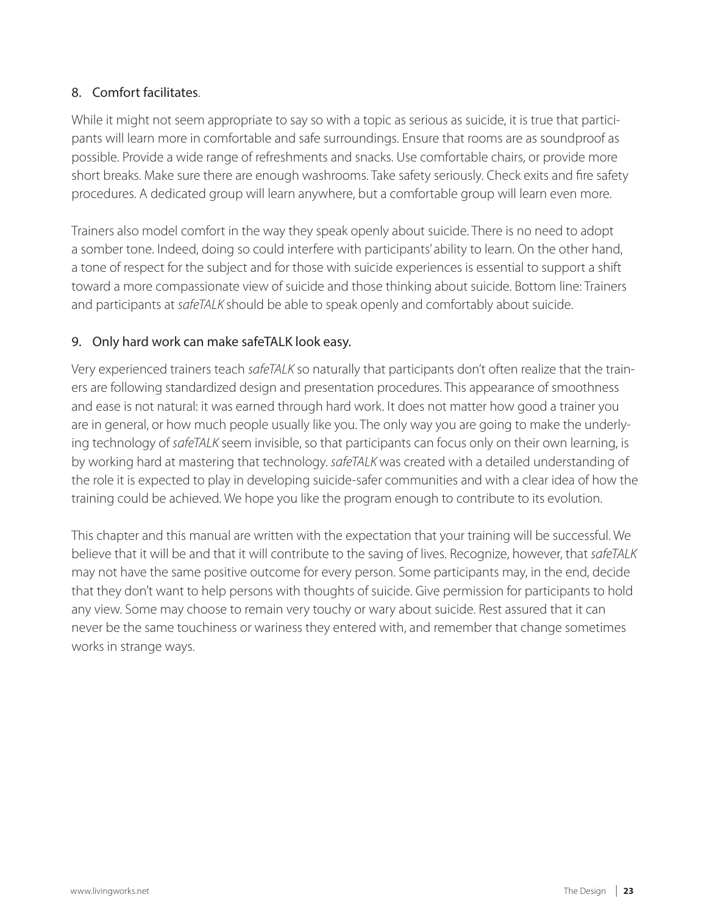8. Comfort facilitates.

While it might not seem appropriate to say so with a topic as serious as suicide, it is true that participants will learn more in comfortable and safe surroundings. Ensure that rooms are as soundproof as possible. Provide a wide range of refreshments and snacks. Use comfortable chairs, or provide more short breaks. Make sure there are enough washrooms. Take safety seriously. Check exits and fire safety procedures. A dedicated group will learn anywhere, but a comfortable group will learn even more.

Trainers also model comfort in the way they speak openly about suicide. There is no need to adopt a somber tone. Indeed, doing so could interfere with participants' ability to learn. On the other hand, a tone of respect for the subject and for those with suicide experiences is essential to support a shift toward a more compassionate view of suicide and those thinking about suicide. Bottom line: Trainers and participants at *safeTALK* should be able to speak openly and comfortably about suicide.

9. Only hard work can make safeTALK look easy.

Very experienced trainers teach *safeTALK* so naturally that participants don't often realize that the trainers are following standardized design and presentation procedures. This appearance of smoothness and ease is not natural: it was earned through hard work. It does not matter how good a trainer you are in general, or how much people usually like you. The only way you are going to make the underlying technology of *safeTALK* seem invisible, so that participants can focus only on their own learning, is by working hard at mastering that technology. *safeTALK* was created with a detailed understanding of the role it is expected to play in developing suicide-safer communities and with a clear idea of how the training could be achieved. We hope you like the program enough to contribute to its evolution.

This chapter and this manual are written with the expectation that your training will be successful. We believe that it will be and that it will contribute to the saving of lives. Recognize, however, that *safeTALK* may not have the same positive outcome for every person. Some participants may, in the end, decide that they don't want to help persons with thoughts of suicide. Give permission for participants to hold any view. Some may choose to remain very touchy or wary about suicide. Rest assured that it can never be the same touchiness or wariness they entered with, and remember that change sometimes works in strange ways.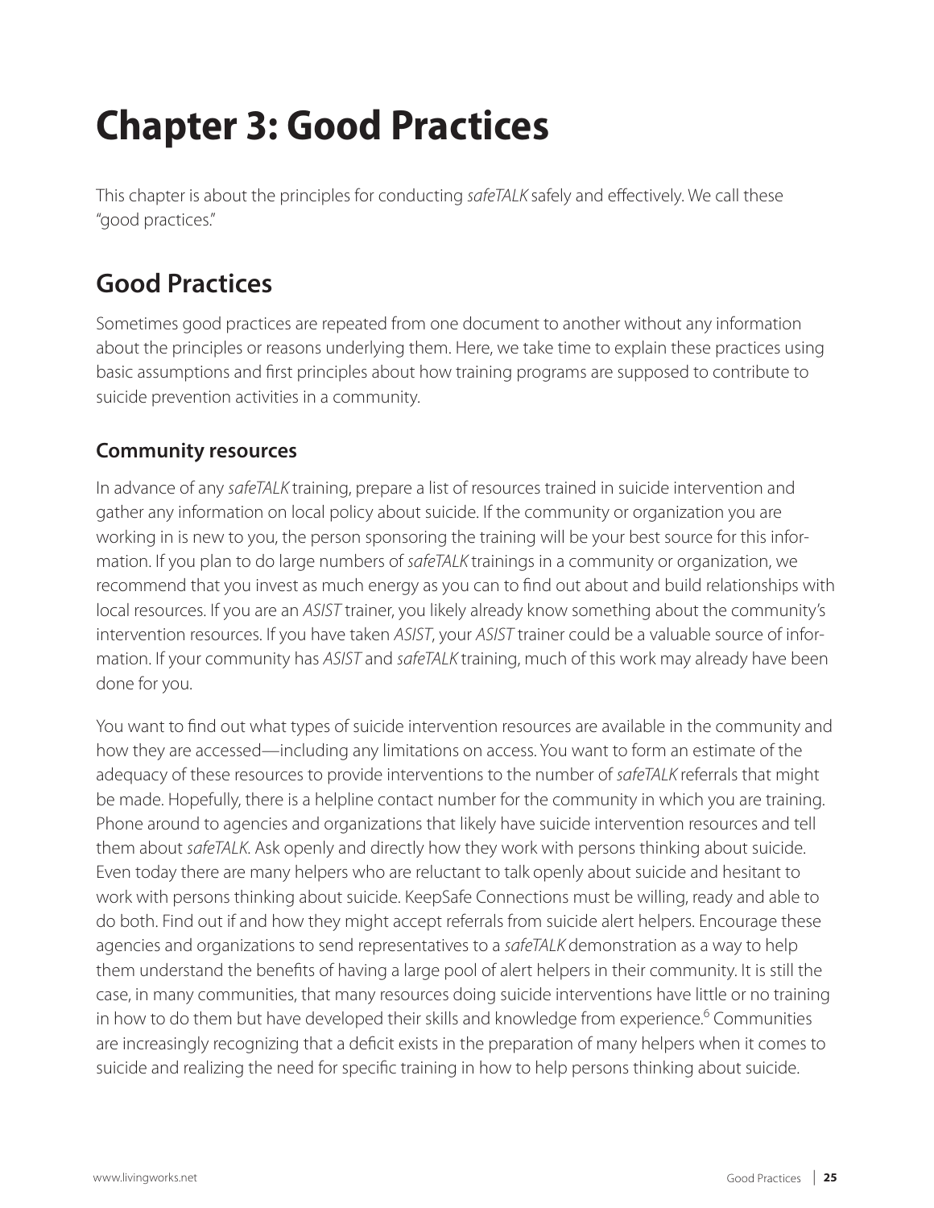# Chapter 3: Good Practices

This chapter is about the principles for conducting *safeTALK* safely and effectively. We call these "good practices."

## Good Practices

Sometimes good practices are repeated from one document to another without any information about the principles or reasons underlying them. Here, we take time to explain these practices using basic assumptions and first principles about how training programs are supposed to contribute to suicide prevention activities in a community.

### Community resources

In advance of any *safeTALK* training, prepare a list of resources trained in suicide intervention and gather any information on local policy about suicide. If the community or organization you are working in is new to you, the person sponsoring the training will be your best source for this information. If you plan to do large numbers of *safeTALK* trainings in a community or organization, we recommend that you invest as much energy as you can to find out about and build relationships with local resources. If you are an *ASIST* trainer, you likely already know something about the community's intervention resources. If you have taken *ASIST*, your *ASIST* trainer could be a valuable source of information. If your community has *ASIST* and *safeTALK* training, much of this work may already have been done for you.

You want to find out what types of suicide intervention resources are available in the community and how they are accessed—including any limitations on access. You want to form an estimate of the adequacy of these resources to provide interventions to the number of *safeTALK* referrals that might be made. Hopefully, there is a helpline contact number for the community in which you are training. Phone around to agencies and organizations that likely have suicide intervention resources and tell them about *safeTALK*. Ask openly and directly how they work with persons thinking about suicide. Even today there are many helpers who are reluctant to talk openly about suicide and hesitant to work with persons thinking about suicide. KeepSafe Connections must be willing, ready and able to do both. Find out if and how they might accept referrals from suicide alert helpers. Encourage these agencies and organizations to send representatives to a *safeTALK* demonstration as a way to help them understand the benefits of having a large pool of alert helpers in their community. It is still the case, in many communities, that many resources doing suicide interventions have little or no training in how to do them but have developed their skills and knowledge from experience.[6] Communities are increasingly recognizing that a deficit exists in the preparation of many helpers when it comes to suicide and realizing the need for specific training in how to help persons thinking about suicide.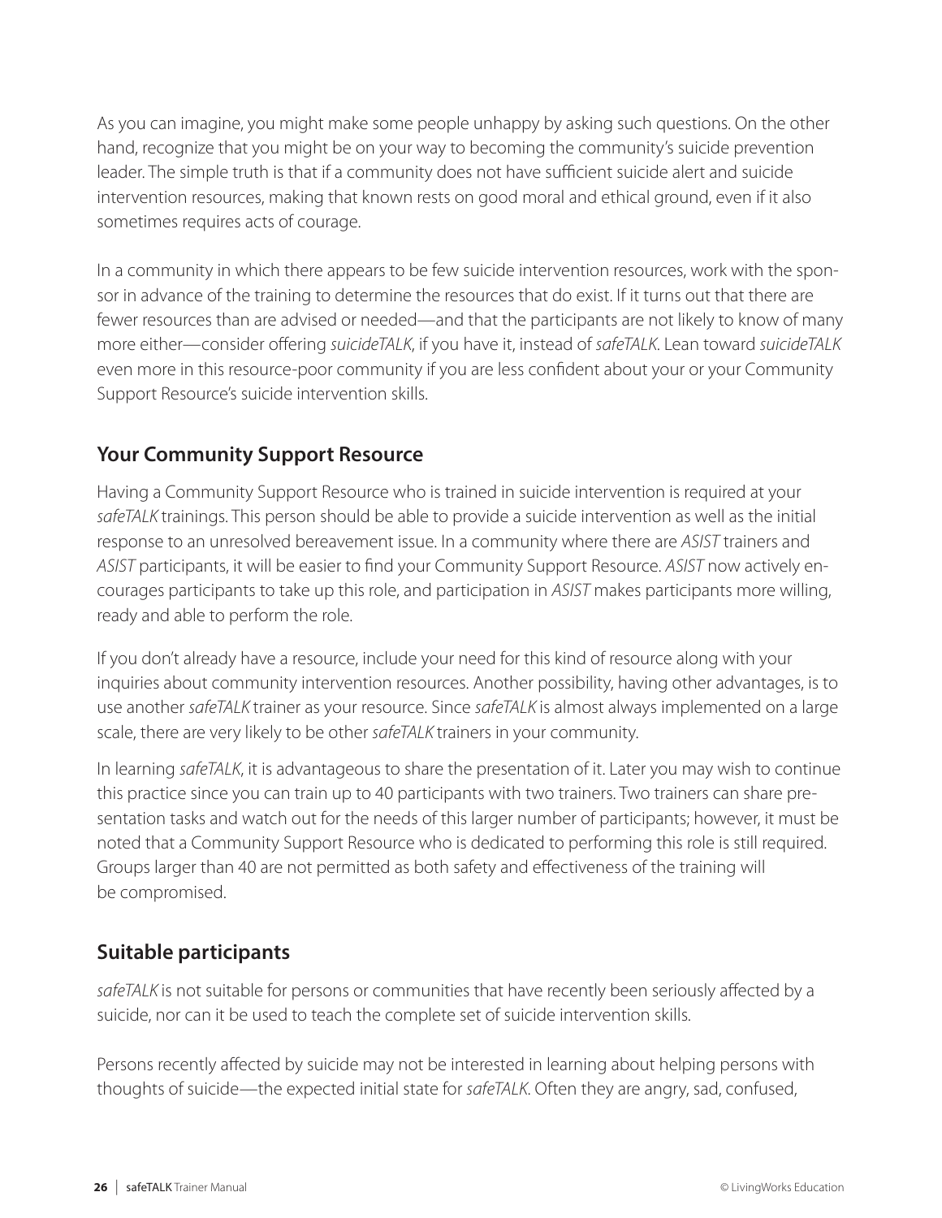As you can imagine, you might make some people unhappy by asking such questions. On the other hand, recognize that you might be on your way to becoming the community's suicide prevention leader. The simple truth is that if a community does not have sufficient suicide alert and suicide intervention resources, making that known rests on good moral and ethical ground, even if it also sometimes requires acts of courage.

In a community in which there appears to be few suicide intervention resources, work with the sponsor in advance of the training to determine the resources that do exist. If it turns out that there are fewer resources than are advised or needed—and that the participants are not likely to know of many more either—consider offering *suicideTALK*, if you have it, instead of *safeTALK*. Lean toward *suicideTALK* even more in this resource-poor community if you are less confident about your or your Community Support Resource's suicide intervention skills.

## Your Community Support Resource

Having a Community Support Resource who is trained in suicide intervention is required at your *safeTALK* trainings. This person should be able to provide a suicide intervention as well as the initial response to an unresolved bereavement issue. In a community where there are *ASIST* trainers and *ASIST* participants, it will be easier to find your Community Support Resource. *ASIST* now actively encourages participants to take up this role, and participation in *ASIST* makes participants more willing, ready and able to perform the role.

If you don't already have a resource, include your need for this kind of resource along with your inquiries about community intervention resources. Another possibility, having other advantages, is to use another *safeTALK* trainer as your resource. Since *safeTALK* is almost always implemented on a large scale, there are very likely to be other *safeTALK* trainers in your community.

In learning *safeTALK*, it is advantageous to share the presentation of it. Later you may wish to continue this practice since you can train up to 40 participants with two trainers. Two trainers can share presentation tasks and watch out for the needs of this larger number of participants; however, it must be noted that a Community Support Resource who is dedicated to performing this role is still required. Groups larger than 40 are not permitted as both safety and effectiveness of the training will be compromised.

## Suitable participants

*safeTALK* is not suitable for persons or communities that have recently been seriously affected by a suicide, nor can it be used to teach the complete set of suicide intervention skills.

Persons recently affected by suicide may not be interested in learning about helping persons with thoughts of suicide—the expected initial state for *safeTALK*. Often they are angry, sad, confused,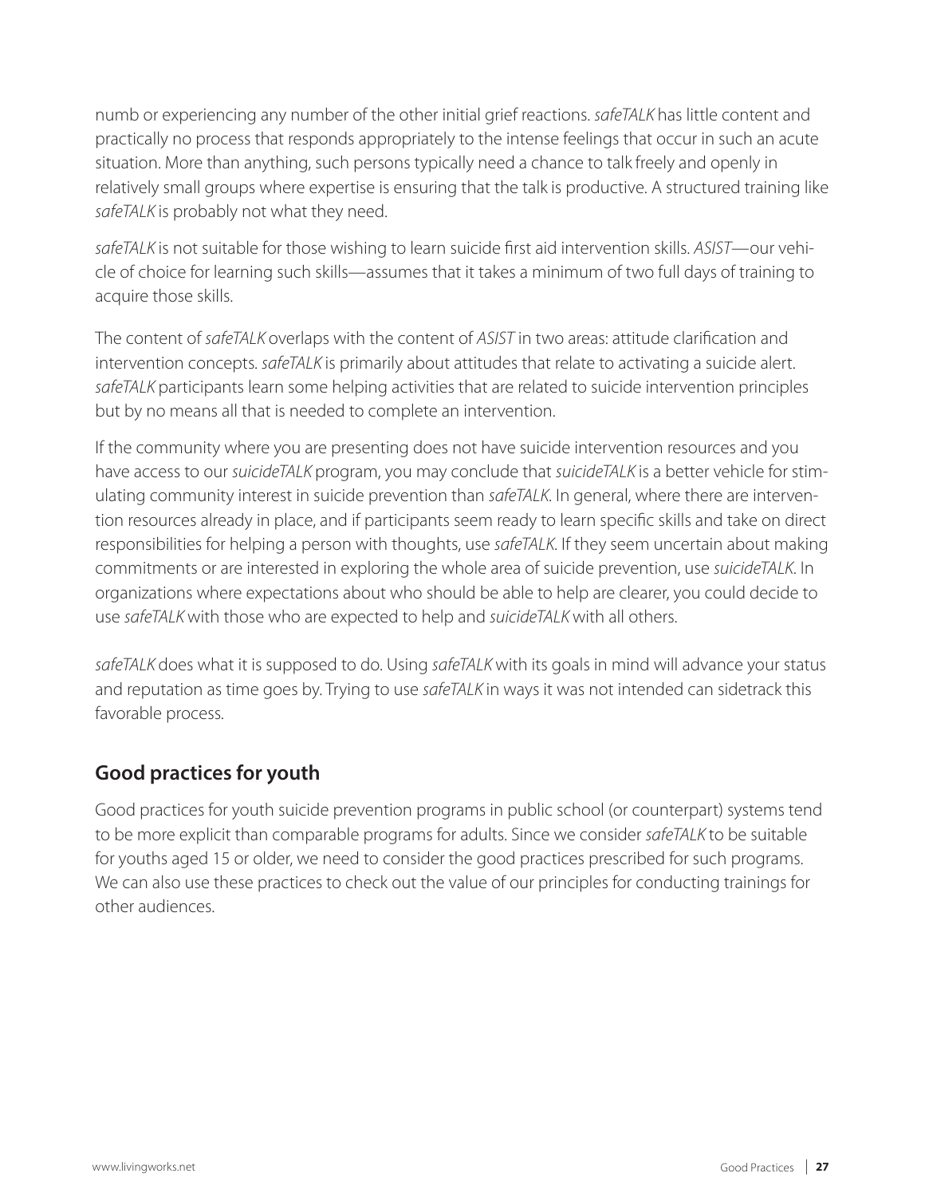numb or experiencing any number of the other initial grief reactions. *safeTALK* has little content and practically no process that responds appropriately to the intense feelings that occur in such an acute situation. More than anything, such persons typically need a chance to talk freely and openly in relatively small groups where expertise is ensuring that the talk is productive. A structured training like *safeTALK* is probably not what they need.

*safeTALK* is not suitable for those wishing to learn suicide first aid intervention skills. *ASIST*—our vehicle of choice for learning such skills—assumes that it takes a minimum of two full days of training to acquire those skills.

The content of *safeTALK* overlaps with the content of *ASIST* in two areas: attitude clarification and intervention concepts. *safeTALK* is primarily about attitudes that relate to activating a suicide alert. *safeTALK* participants learn some helping activities that are related to suicide intervention principles but by no means all that is needed to complete an intervention.

If the community where you are presenting does not have suicide intervention resources and you have access to our *suicideTALK* program, you may conclude that *suicideTALK* is a better vehicle for stimulating community interest in suicide prevention than *safeTALK*. In general, where there are intervention resources already in place, and if participants seem ready to learn specific skills and take on direct responsibilities for helping a person with thoughts, use *safeTALK*. If they seem uncertain about making commitments or are interested in exploring the whole area of suicide prevention, use *suicideTALK*. In organizations where expectations about who should be able to help are clearer, you could decide to use *safeTALK* with those who are expected to help and *suicideTALK* with all others.

*safeTALK* does what it is supposed to do. Using *safeTALK* with its goals in mind will advance your status and reputation as time goes by. Trying to use *safeTALK* in ways it was not intended can sidetrack this favorable process.

## Good practices for youth

Good practices for youth suicide prevention programs in public school (or counterpart) systems tend to be more explicit than comparable programs for adults. Since we consider *safeTALK* to be suitable for youths aged 15 or older, we need to consider the good practices prescribed for such programs. We can also use these practices to check out the value of our principles for conducting trainings for other audiences.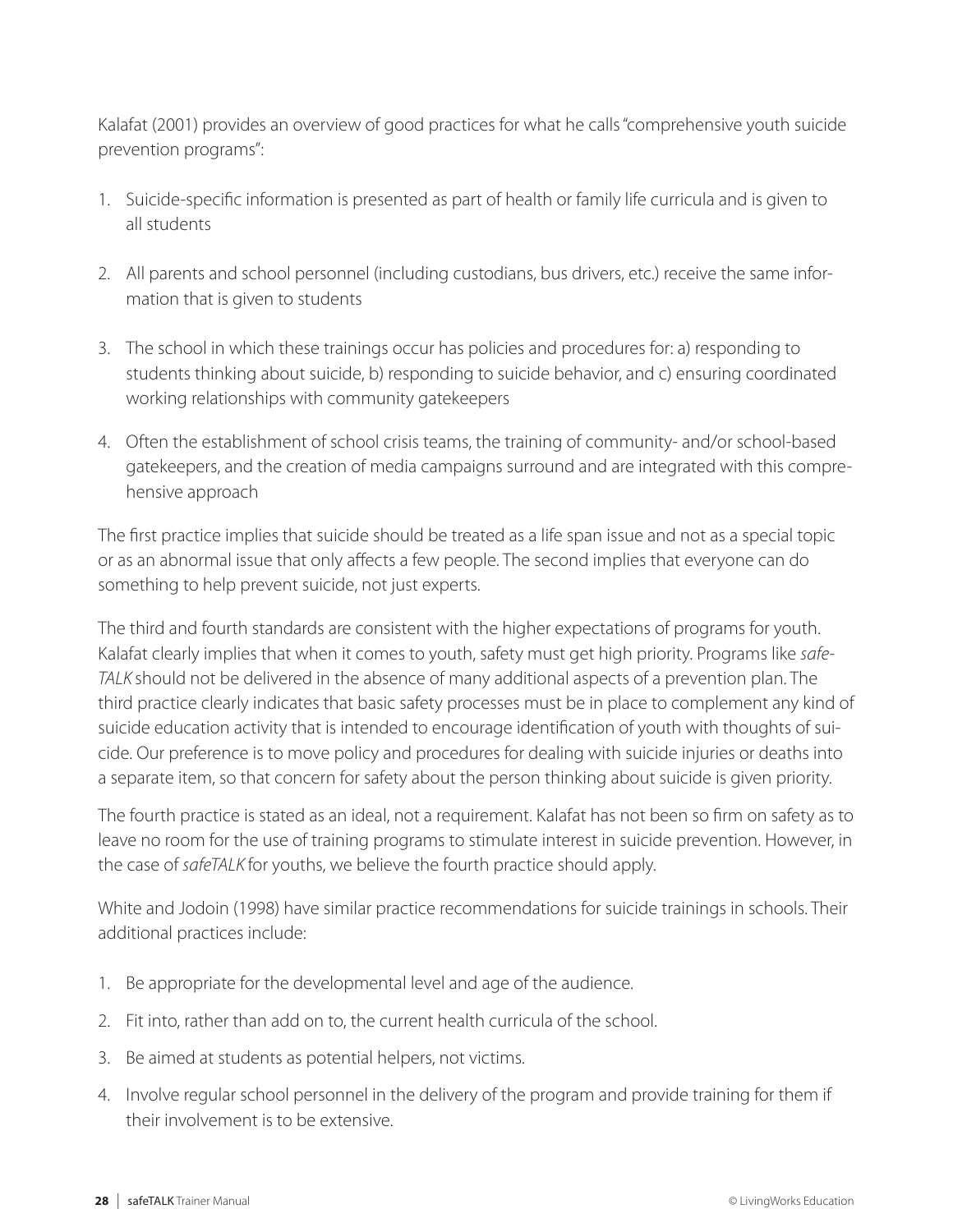Kalafat (2001) provides an overview of good practices for what he calls "comprehensive youth suicide prevention programs":

1. Suicide-specific information is presented as part of health or family life curricula and is given to all students
2. All parents and school personnel (including custodians, bus drivers, etc.) receive the same information that is given to students
3. The school in which these trainings occur has policies and procedures for: a) responding to students thinking about suicide, b) responding to suicide behavior, and c) ensuring coordinated working relationships with community gatekeepers
4. Often the establishment of school crisis teams, the training of community- and/or school-based gatekeepers, and the creation of media campaigns surround and are integrated with this comprehensive approach

The first practice implies that suicide should be treated as a life span issue and not as a special topic or as an abnormal issue that only affects a few people. The second implies that everyone can do something to help prevent suicide, not just experts.

The third and fourth standards are consistent with the higher expectations of programs for youth. Kalafat clearly implies that when it comes to youth, safety must get high priority. Programs like *safeTALK* should not be delivered in the absence of many additional aspects of a prevention plan. The third practice clearly indicates that basic safety processes must be in place to complement any kind of suicide education activity that is intended to encourage identification of youth with thoughts of suicide. Our preference is to move policy and procedures for dealing with suicide injuries or deaths into a separate item, so that concern for safety about the person thinking about suicide is given priority.

The fourth practice is stated as an ideal, not a requirement. Kalafat has not been so firm on safety as to leave no room for the use of training programs to stimulate interest in suicide prevention. However, in the case of *safeTALK* for youths, we believe the fourth practice should apply.

White and Jodoin (1998) have similar practice recommendations for suicide trainings in schools. Their additional practices include:

1. Be appropriate for the developmental level and age of the audience.
2. Fit into, rather than add on to, the current health curricula of the school.
3. Be aimed at students as potential helpers, not victims.
4. Involve regular school personnel in the delivery of the program and provide training for them if their involvement is to be extensive.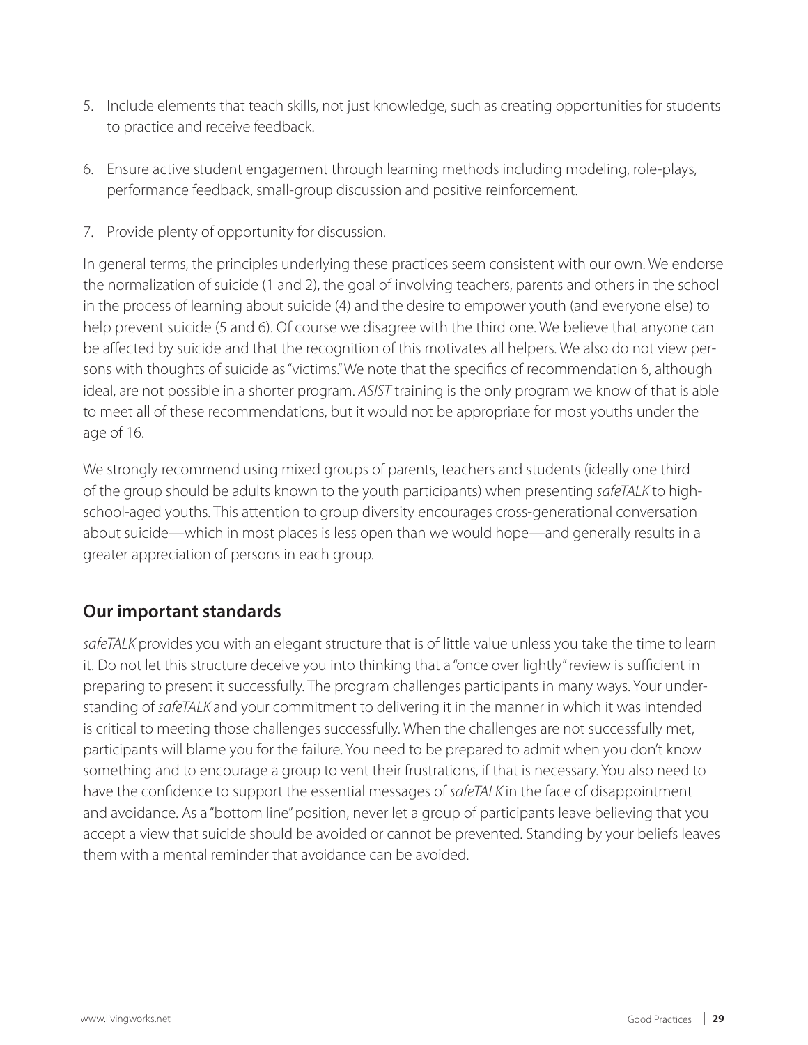5. Include elements that teach skills, not just knowledge, such as creating opportunities for students to practice and receive feedback.

6. Ensure active student engagement through learning methods including modeling, role-plays, performance feedback, small-group discussion and positive reinforcement.

7. Provide plenty of opportunity for discussion.

In general terms, the principles underlying these practices seem consistent with our own. We endorse the normalization of suicide (1 and 2), the goal of involving teachers, parents and others in the school in the process of learning about suicide (4) and the desire to empower youth (and everyone else) to help prevent suicide (5 and 6). Of course we disagree with the third one. We believe that anyone can be affected by suicide and that the recognition of this motivates all helpers. We also do not view persons with thoughts of suicide as "victims." We note that the specifics of recommendation 6, although ideal, are not possible in a shorter program. *ASIST* training is the only program we know of that is able to meet all of these recommendations, but it would not be appropriate for most youths under the age of 16.

We strongly recommend using mixed groups of parents, teachers and students (ideally one third of the group should be adults known to the youth participants) when presenting *safeTALK* to high-school-aged youths. This attention to group diversity encourages cross-generational conversation about suicide—which in most places is less open than we would hope—and generally results in a greater appreciation of persons in each group.

## Our important standards

*safeTALK* provides you with an elegant structure that is of little value unless you take the time to learn it. Do not let this structure deceive you into thinking that a "once over lightly" review is sufficient in preparing to present it successfully. The program challenges participants in many ways. Your understanding of *safeTALK* and your commitment to delivering it in the manner in which it was intended is critical to meeting those challenges successfully. When the challenges are not successfully met, participants will blame you for the failure. You need to be prepared to admit when you don't know something and to encourage a group to vent their frustrations, if that is necessary. You also need to have the confidence to support the essential messages of *safeTALK* in the face of disappointment and avoidance. As a "bottom line" position, never let a group of participants leave believing that you accept a view that suicide should be avoided or cannot be prevented. Standing by your beliefs leaves them with a mental reminder that avoidance can be avoided.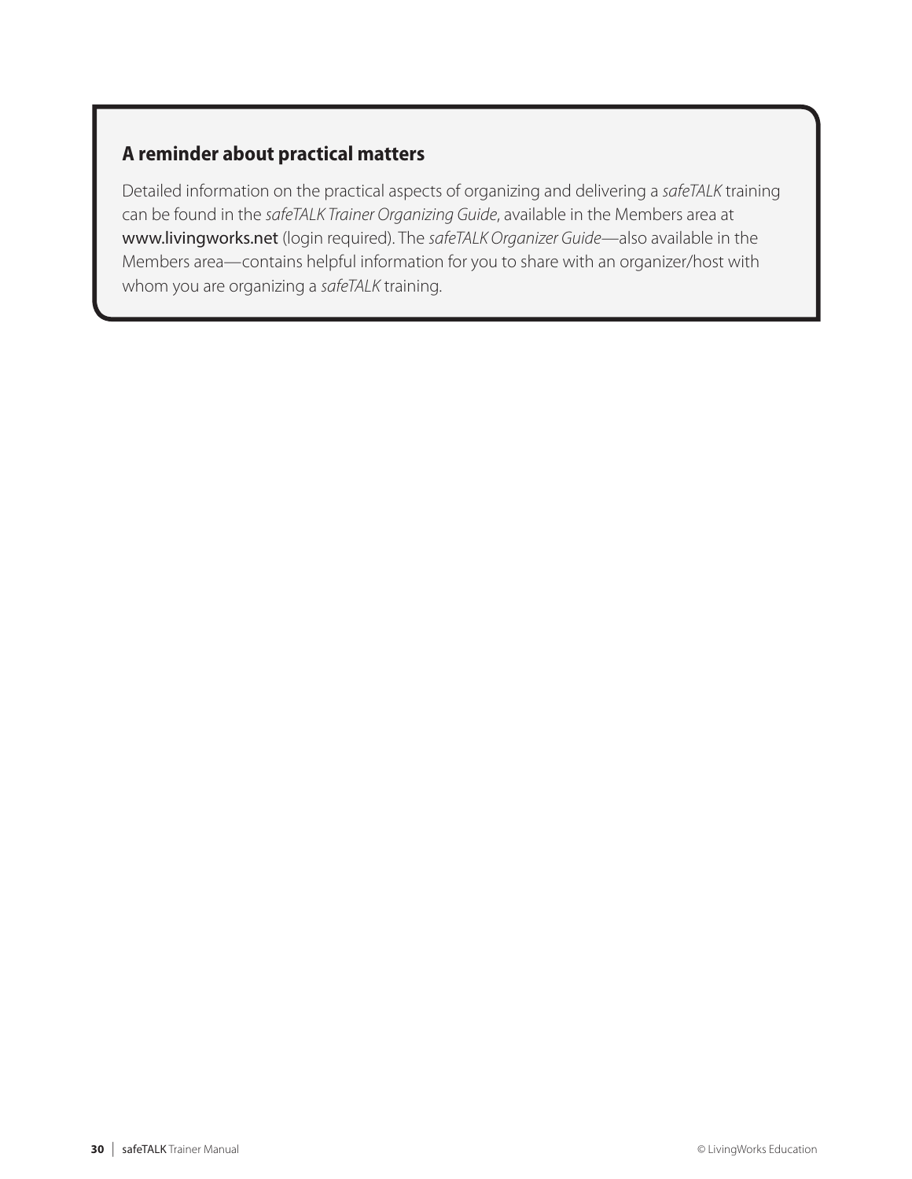### A reminder about practical matters

Detailed information on the practical aspects of organizing and delivering a *safeTALK* training can be found in the *safeTALK Trainer Organizing Guide*, available in the Members area at www.livingworks.net (login required). The *safeTALK Organizer Guide*—also available in the Members area—contains helpful information for you to share with an organizer/host with whom you are organizing a *safeTALK* training.